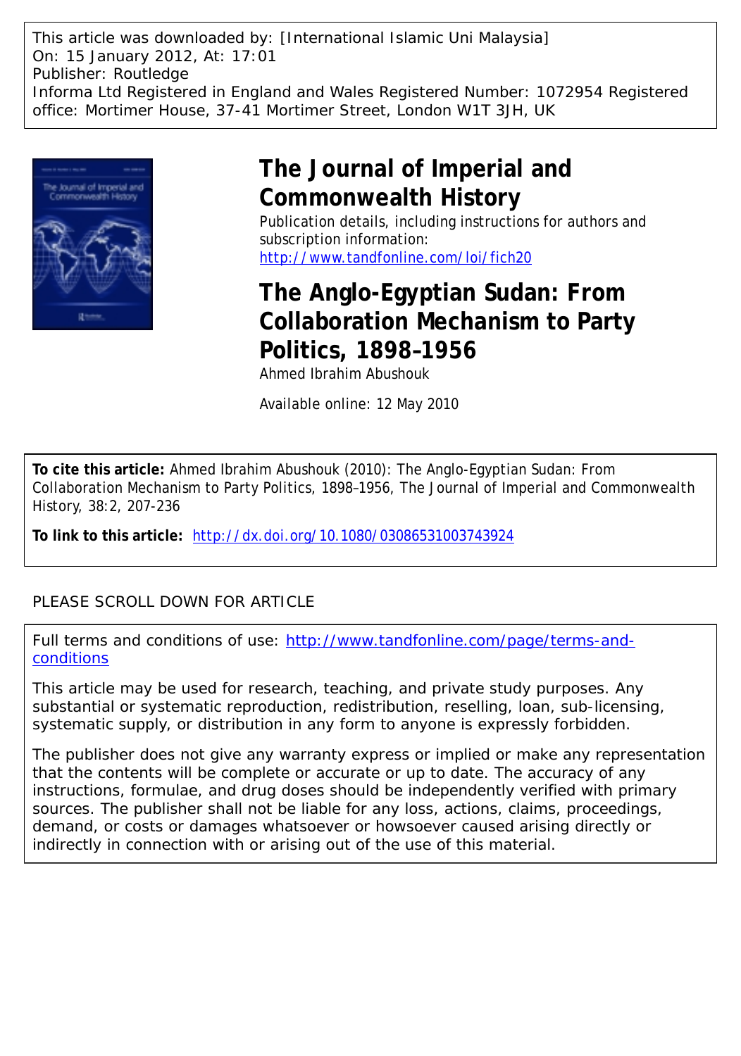This article was downloaded by: [International Islamic Uni Malaysia]
On: 15 January 2012, At: 17:01
Publisher: Routledge
Informa Ltd Registered in England and Wales Registered Number: 1072954 Registered office: Mortimer House, 37-41 Mortimer Street, London W1T 3JH, UK

# The Journal of Imperial and Commonwealth History

Publication details, including instructions for authors and subscription information:
http://www.tandfonline.com/loi/fich20

# The Anglo-Egyptian Sudan: From Collaboration Mechanism to Party Politics, 1898–1956

Ahmed Ibrahim Abushouk

Available online: 12 May 2010

**To cite this article:** Ahmed Ibrahim Abushouk (2010): The Anglo-Egyptian Sudan: From Collaboration Mechanism to Party Politics, 1898–1956, The Journal of Imperial and Commonwealth History, 38:2, 207-236

**To link to this article:** http://dx.doi.org/10.1080/03086531003743924

PLEASE SCROLL DOWN FOR ARTICLE

Full terms and conditions of use: http://www.tandfonline.com/page/terms-and-conditions

This article may be used for research, teaching, and private study purposes. Any substantial or systematic reproduction, redistribution, reselling, loan, sub-licensing, systematic supply, or distribution in any form to anyone is expressly forbidden.

The publisher does not give any warranty express or implied or make any representation that the contents will be complete or accurate or up to date. The accuracy of any instructions, formulae, and drug doses should be independently verified with primary sources. The publisher shall not be liable for any loss, actions, claims, proceedings, demand, or costs or damages whatsoever or howsoever caused arising directly or indirectly in connection with or arising out of the use of this material.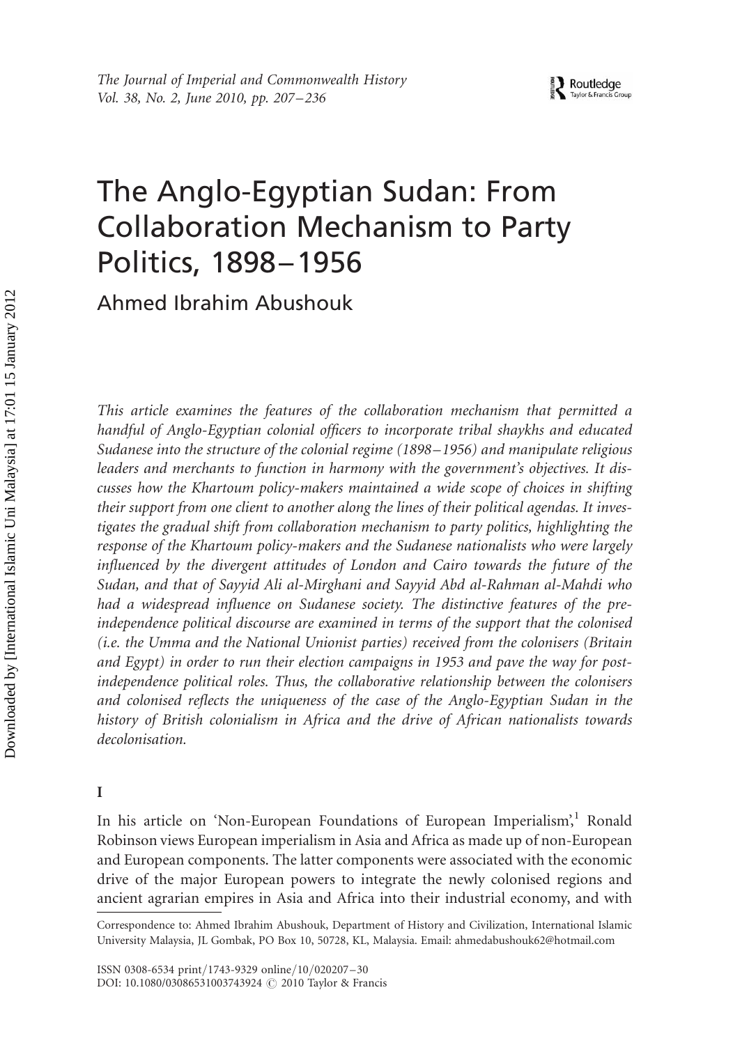# The Anglo-Egyptian Sudan: From Collaboration Mechanism to Party Politics, 1898–1956

Ahmed Ibrahim Abushouk

*This article examines the features of the collaboration mechanism that permitted a handful of Anglo-Egyptian colonial officers to incorporate tribal shaykhs and educated Sudanese into the structure of the colonial regime (1898–1956) and manipulate religious leaders and merchants to function in harmony with the government's objectives. It discusses how the Khartoum policy-makers maintained a wide scope of choices in shifting their support from one client to another along the lines of their political agendas. It investigates the gradual shift from collaboration mechanism to party politics, highlighting the response of the Khartoum policy-makers and the Sudanese nationalists who were largely influenced by the divergent attitudes of London and Cairo towards the future of the Sudan, and that of Sayyid Ali al-Mirghani and Sayyid Abd al-Rahman al-Mahdi who had a widespread influence on Sudanese society. The distinctive features of the pre-independence political discourse are examined in terms of the support that the colonised (i.e. the Umma and the National Unionist parties) received from the colonisers (Britain and Egypt) in order to run their election campaigns in 1953 and pave the way for post-independence political roles. Thus, the collaborative relationship between the colonisers and colonised reflects the uniqueness of the case of the Anglo-Egyptian Sudan in the history of British colonialism in Africa and the drive of African nationalists towards decolonisation.*

## I

In his article on 'Non-European Foundations of European Imperialism',[1] Ronald Robinson views European imperialism in Asia and Africa as made up of non-European and European components. The latter components were associated with the economic drive of the major European powers to integrate the newly colonised regions and ancient agrarian empires in Asia and Africa into their industrial economy, and with

Correspondence to: Ahmed Ibrahim Abushouk, Department of History and Civilization, International Islamic University Malaysia, JL Gombak, PO Box 10, 50728, KL, Malaysia. Email: ahmedabushouk62@hotmail.com

ISSN 0308-6534 print/1743-9329 online/10/020207–30
DOI: 10.1080/03086531003743924 © 2010 Taylor & Francis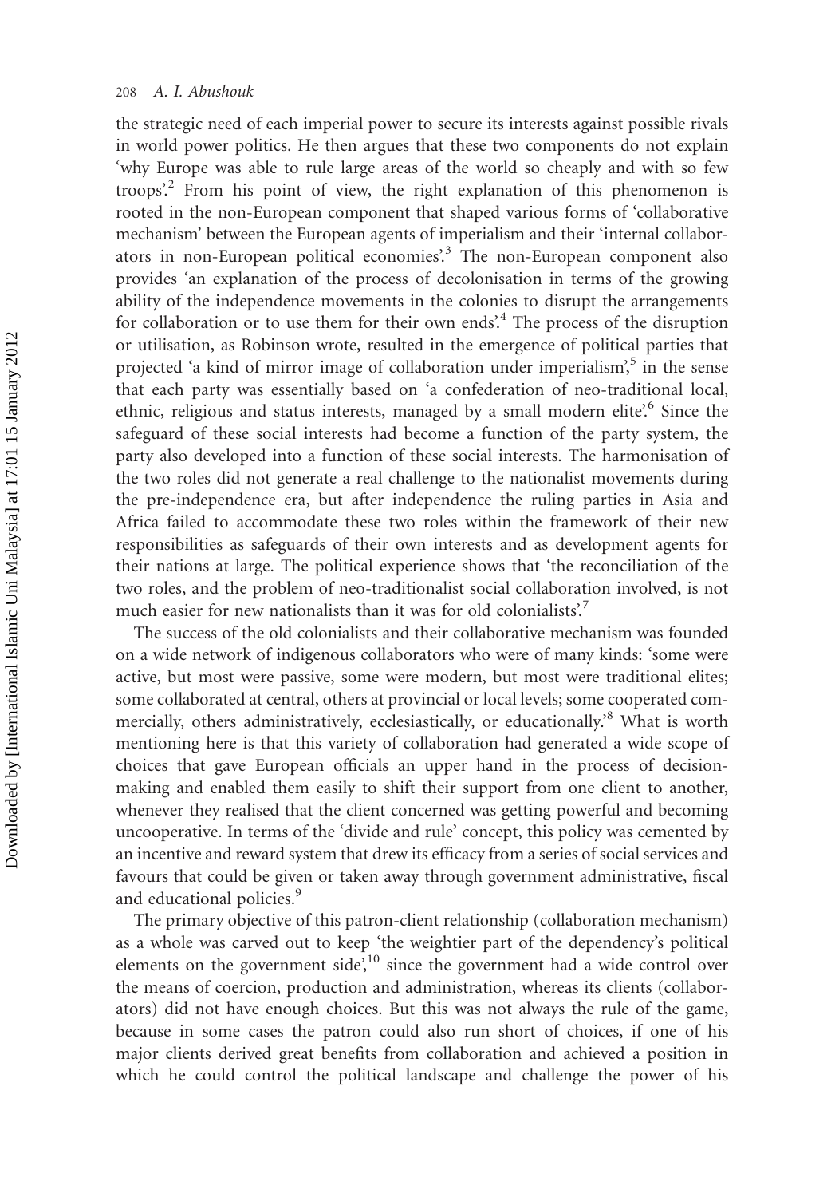the strategic need of each imperial power to secure its interests against possible rivals in world power politics. He then argues that these two components do not explain 'why Europe was able to rule large areas of the world so cheaply and with so few troops'.[2] From his point of view, the right explanation of this phenomenon is rooted in the non-European component that shaped various forms of 'collaborative mechanism' between the European agents of imperialism and their 'internal collaborators in non-European political economies'.[3] The non-European component also provides 'an explanation of the process of decolonisation in terms of the growing ability of the independence movements in the colonies to disrupt the arrangements for collaboration or to use them for their own ends'.[4] The process of the disruption or utilisation, as Robinson wrote, resulted in the emergence of political parties that projected 'a kind of mirror image of collaboration under imperialism',[5] in the sense that each party was essentially based on 'a confederation of neo-traditional local, ethnic, religious and status interests, managed by a small modern elite'.[6] Since the safeguard of these social interests had become a function of the party system, the party also developed into a function of these social interests. The harmonisation of the two roles did not generate a real challenge to the nationalist movements during the pre-independence era, but after independence the ruling parties in Asia and Africa failed to accommodate these two roles within the framework of their new responsibilities as safeguards of their own interests and as development agents for their nations at large. The political experience shows that 'the reconciliation of the two roles, and the problem of neo-traditionalist social collaboration involved, is not much easier for new nationalists than it was for old colonialists'.[7]

The success of the old colonialists and their collaborative mechanism was founded on a wide network of indigenous collaborators who were of many kinds: 'some were active, but most were passive, some were modern, but most were traditional elites; some collaborated at central, others at provincial or local levels; some cooperated commercially, others administratively, ecclesiastically, or educationally.'[8] What is worth mentioning here is that this variety of collaboration had generated a wide scope of choices that gave European officials an upper hand in the process of decision-making and enabled them easily to shift their support from one client to another, whenever they realised that the client concerned was getting powerful and becoming uncooperative. In terms of the 'divide and rule' concept, this policy was cemented by an incentive and reward system that drew its efficacy from a series of social services and favours that could be given or taken away through government administrative, fiscal and educational policies.[9]

The primary objective of this patron-client relationship (collaboration mechanism) as a whole was carved out to keep 'the weightier part of the dependency's political elements on the government side',[10] since the government had a wide control over the means of coercion, production and administration, whereas its clients (collaborators) did not have enough choices. But this was not always the rule of the game, because in some cases the patron could also run short of choices, if one of his major clients derived great benefits from collaboration and achieved a position in which he could control the political landscape and challenge the power of his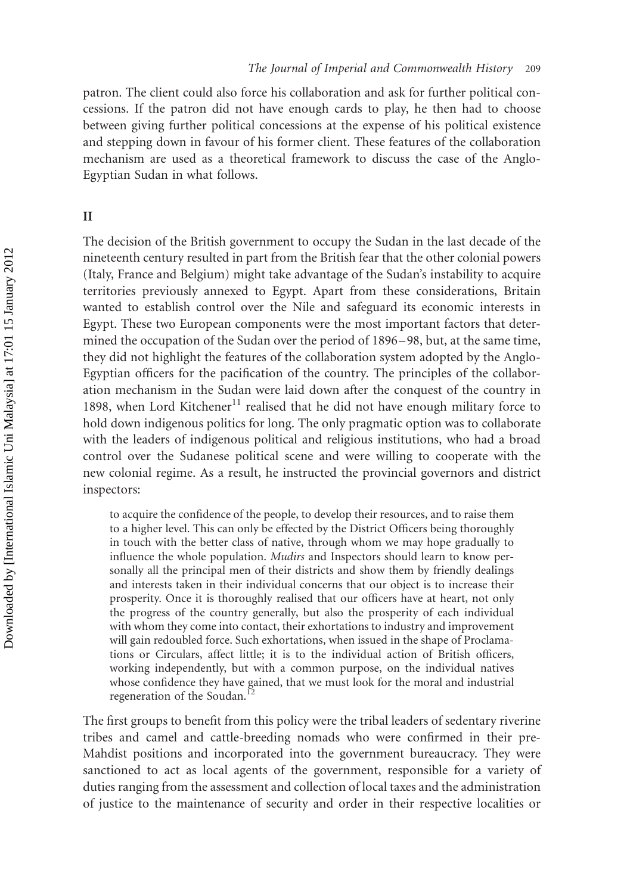patron. The client could also force his collaboration and ask for further political concessions. If the patron did not have enough cards to play, he then had to choose between giving further political concessions at the expense of his political existence and stepping down in favour of his former client. These features of the collaboration mechanism are used as a theoretical framework to discuss the case of the Anglo-Egyptian Sudan in what follows.

## II

The decision of the British government to occupy the Sudan in the last decade of the nineteenth century resulted in part from the British fear that the other colonial powers (Italy, France and Belgium) might take advantage of the Sudan's instability to acquire territories previously annexed to Egypt. Apart from these considerations, Britain wanted to establish control over the Nile and safeguard its economic interests in Egypt. These two European components were the most important factors that determined the occupation of the Sudan over the period of 1896–98, but, at the same time, they did not highlight the features of the collaboration system adopted by the Anglo-Egyptian officers for the pacification of the country. The principles of the collaboration mechanism in the Sudan were laid down after the conquest of the country in 1898, when Lord Kitchener[11] realised that he did not have enough military force to hold down indigenous politics for long. The only pragmatic option was to collaborate with the leaders of indigenous political and religious institutions, who had a broad control over the Sudanese political scene and were willing to cooperate with the new colonial regime. As a result, he instructed the provincial governors and district inspectors:

> to acquire the confidence of the people, to develop their resources, and to raise them to a higher level. This can only be effected by the District Officers being thoroughly in touch with the better class of native, through whom we may hope gradually to influence the whole population. *Mudirs* and Inspectors should learn to know personally all the principal men of their districts and show them by friendly dealings and interests taken in their individual concerns that our object is to increase their prosperity. Once it is thoroughly realised that our officers have at heart, not only the progress of the country generally, but also the prosperity of each individual with whom they come into contact, their exhortations to industry and improvement will gain redoubled force. Such exhortations, when issued in the shape of Proclamations or Circulars, affect little; it is to the individual action of British officers, working independently, but with a common purpose, on the individual natives whose confidence they have gained, that we must look for the moral and industrial regeneration of the Soudan.[12]

The first groups to benefit from this policy were the tribal leaders of sedentary riverine tribes and camel and cattle-breeding nomads who were confirmed in their pre-Mahdist positions and incorporated into the government bureaucracy. They were sanctioned to act as local agents of the government, responsible for a variety of duties ranging from the assessment and collection of local taxes and the administration of justice to the maintenance of security and order in their respective localities or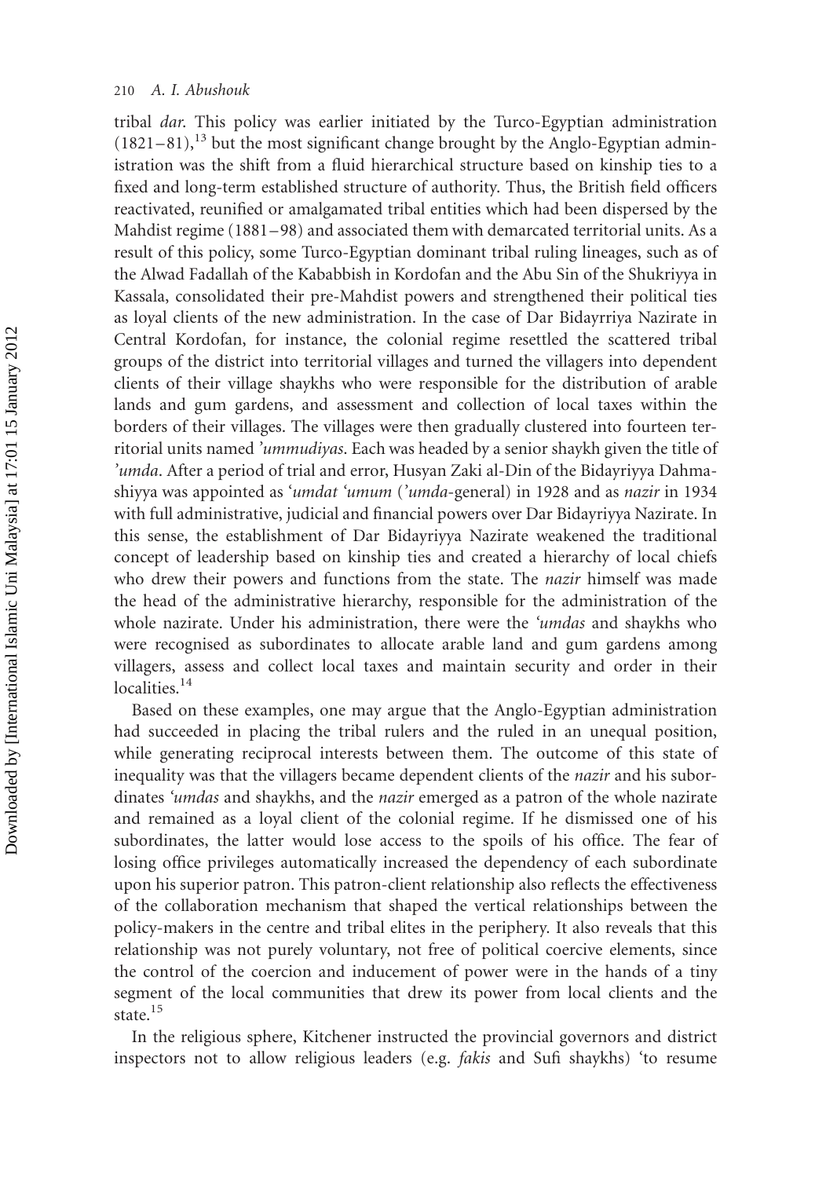tribal *dar*. This policy was earlier initiated by the Turco-Egyptian administration (1821–81),[13] but the most significant change brought by the Anglo-Egyptian administration was the shift from a fluid hierarchical structure based on kinship ties to a fixed and long-term established structure of authority. Thus, the British field officers reactivated, reunified or amalgamated tribal entities which had been dispersed by the Mahdist regime (1881–98) and associated them with demarcated territorial units. As a result of this policy, some Turco-Egyptian dominant tribal ruling lineages, such as of the Alwad Fadallah of the Kababbish in Kordofan and the Abu Sin of the Shukriyya in Kassala, consolidated their pre-Mahdist powers and strengthened their political ties as loyal clients of the new administration. In the case of Dar Bidayrriya Nazirate in Central Kordofan, for instance, the colonial regime resettled the scattered tribal groups of the district into territorial villages and turned the villagers into dependent clients of their village shaykhs who were responsible for the distribution of arable lands and gum gardens, and assessment and collection of local taxes within the borders of their villages. The villages were then gradually clustered into fourteen territorial units named *'ummudiyas*. Each was headed by a senior shaykh given the title of *'umda*. After a period of trial and error, Husyan Zaki al-Din of the Bidayriyya Dahmashiyya was appointed as *'umdat 'umum* (*'umda*-general) in 1928 and as *nazir* in 1934 with full administrative, judicial and financial powers over Dar Bidayriyya Nazirate. In this sense, the establishment of Dar Bidayriyya Nazirate weakened the traditional concept of leadership based on kinship ties and created a hierarchy of local chiefs who drew their powers and functions from the state. The *nazir* himself was made the head of the administrative hierarchy, responsible for the administration of the whole nazirate. Under his administration, there were the *'umdas* and shaykhs who were recognised as subordinates to allocate arable land and gum gardens among villagers, assess and collect local taxes and maintain security and order in their localities.[14]

Based on these examples, one may argue that the Anglo-Egyptian administration had succeeded in placing the tribal rulers and the ruled in an unequal position, while generating reciprocal interests between them. The outcome of this state of inequality was that the villagers became dependent clients of the *nazir* and his subordinates *'umdas* and shaykhs, and the *nazir* emerged as a patron of the whole nazirate and remained as a loyal client of the colonial regime. If he dismissed one of his subordinates, the latter would lose access to the spoils of his office. The fear of losing office privileges automatically increased the dependency of each subordinate upon his superior patron. This patron-client relationship also reflects the effectiveness of the collaboration mechanism that shaped the vertical relationships between the policy-makers in the centre and tribal elites in the periphery. It also reveals that this relationship was not purely voluntary, not free of political coercive elements, since the control of the coercion and inducement of power were in the hands of a tiny segment of the local communities that drew its power from local clients and the state.[15]

In the religious sphere, Kitchener instructed the provincial governors and district inspectors not to allow religious leaders (e.g. *fakis* and Sufi shaykhs) 'to resume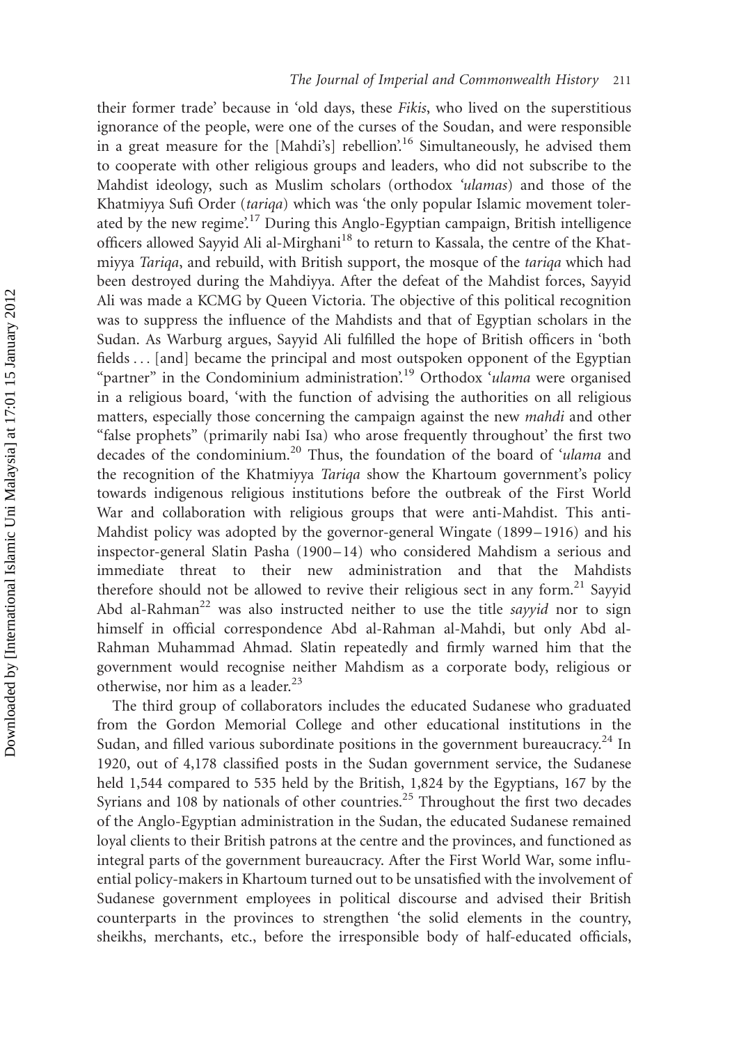their former trade' because in 'old days, these *Fikis*, who lived on the superstitious ignorance of the people, were one of the curses of the Soudan, and were responsible in a great measure for the [Mahdi's] rebellion'.[16] Simultaneously, he advised them to cooperate with other religious groups and leaders, who did not subscribe to the Mahdist ideology, such as Muslim scholars (orthodox *'ulamas*) and those of the Khatmiyya Sufi Order (*tariqa*) which was 'the only popular Islamic movement tolerated by the new regime'.[17] During this Anglo-Egyptian campaign, British intelligence officers allowed Sayyid Ali al-Mirghani[18] to return to Kassala, the centre of the Khatmiyya *Tariqa*, and rebuild, with British support, the mosque of the *tariqa* which had been destroyed during the Mahdiyya. After the defeat of the Mahdist forces, Sayyid Ali was made a KCMG by Queen Victoria. The objective of this political recognition was to suppress the influence of the Mahdists and that of Egyptian scholars in the Sudan. As Warburg argues, Sayyid Ali fulfilled the hope of British officers in 'both fields ... [and] became the principal and most outspoken opponent of the Egyptian "partner" in the Condominium administration'.[19] Orthodox *'ulama* were organised in a religious board, 'with the function of advising the authorities on all religious matters, especially those concerning the campaign against the new *mahdi* and other "false prophets" (primarily nabi Isa) who arose frequently throughout' the first two decades of the condominium.[20] Thus, the foundation of the board of *'ulama* and the recognition of the Khatmiyya *Tariqa* show the Khartoum government's policy towards indigenous religious institutions before the outbreak of the First World War and collaboration with religious groups that were anti-Mahdist. This anti-Mahdist policy was adopted by the governor-general Wingate (1899–1916) and his inspector-general Slatin Pasha (1900–14) who considered Mahdism a serious and immediate threat to their new administration and that the Mahdists therefore should not be allowed to revive their religious sect in any form.[21] Sayyid Abd al-Rahman[22] was also instructed neither to use the title *sayyid* nor to sign himself in official correspondence Abd al-Rahman al-Mahdi, but only Abd al-Rahman Muhammad Ahmad. Slatin repeatedly and firmly warned him that the government would recognise neither Mahdism as a corporate body, religious or otherwise, nor him as a leader.[23]

The third group of collaborators includes the educated Sudanese who graduated from the Gordon Memorial College and other educational institutions in the Sudan, and filled various subordinate positions in the government bureaucracy.[24] In 1920, out of 4,178 classified posts in the Sudan government service, the Sudanese held 1,544 compared to 535 held by the British, 1,824 by the Egyptians, 167 by the Syrians and 108 by nationals of other countries.[25] Throughout the first two decades of the Anglo-Egyptian administration in the Sudan, the educated Sudanese remained loyal clients to their British patrons at the centre and the provinces, and functioned as integral parts of the government bureaucracy. After the First World War, some influential policy-makers in Khartoum turned out to be unsatisfied with the involvement of Sudanese government employees in political discourse and advised their British counterparts in the provinces to strengthen 'the solid elements in the country, sheikhs, merchants, etc., before the irresponsible body of half-educated officials,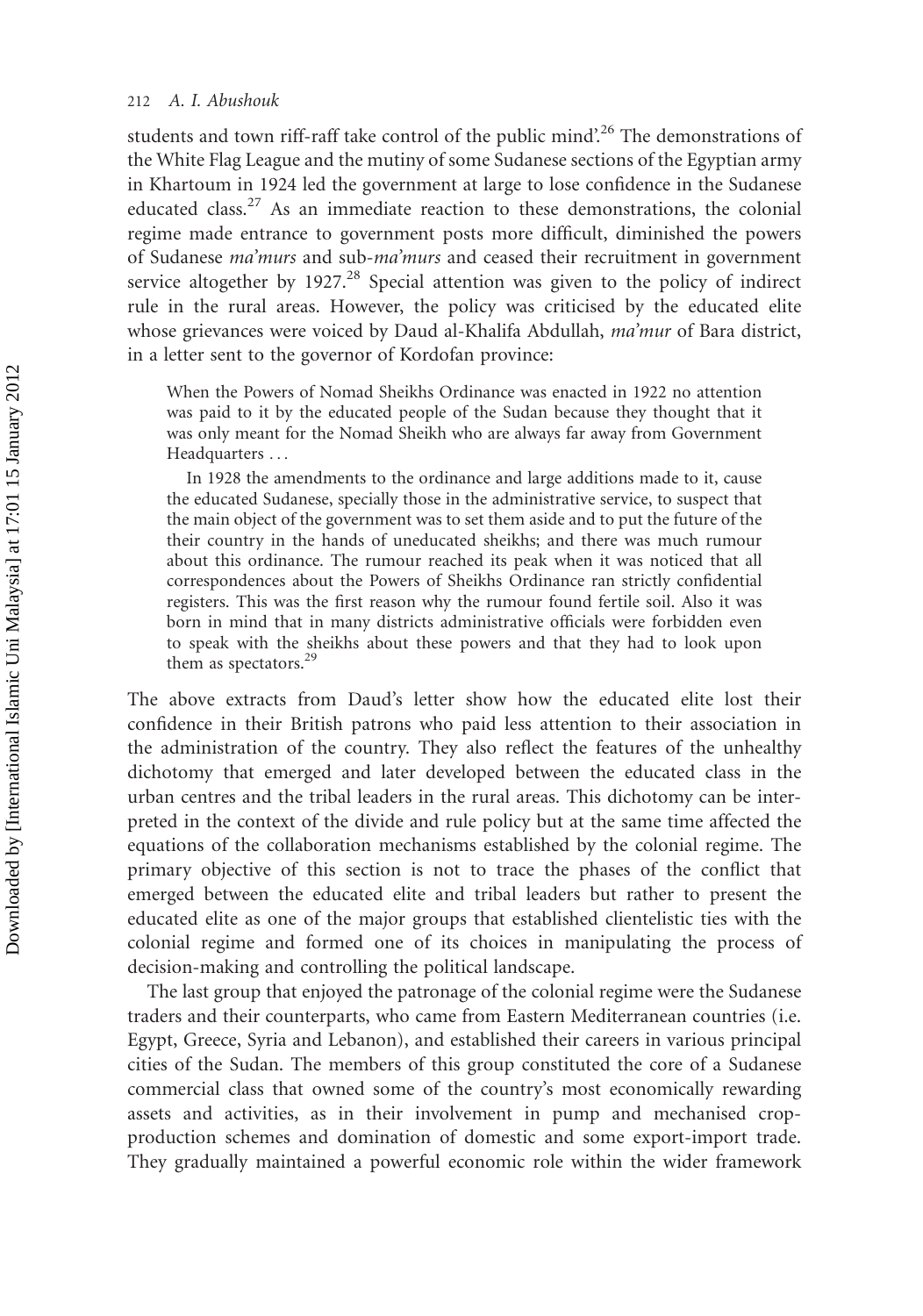students and town riff-raff take control of the public mind'.[26] The demonstrations of the White Flag League and the mutiny of some Sudanese sections of the Egyptian army in Khartoum in 1924 led the government at large to lose confidence in the Sudanese educated class.[27] As an immediate reaction to these demonstrations, the colonial regime made entrance to government posts more difficult, diminished the powers of Sudanese *ma'murs* and sub-*ma'murs* and ceased their recruitment in government service altogether by 1927.[28] Special attention was given to the policy of indirect rule in the rural areas. However, the policy was criticised by the educated elite whose grievances were voiced by Daud al-Khalifa Abdullah, *ma'mur* of Bara district, in a letter sent to the governor of Kordofan province:

> When the Powers of Nomad Sheikhs Ordinance was enacted in 1922 no attention was paid to it by the educated people of the Sudan because they thought that it was only meant for the Nomad Sheikh who are always far away from Government Headquarters . . .
>
> In 1928 the amendments to the ordinance and large additions made to it, cause the educated Sudanese, specially those in the administrative service, to suspect that the main object of the government was to set them aside and to put the future of the their country in the hands of uneducated sheikhs; and there was much rumour about this ordinance. The rumour reached its peak when it was noticed that all correspondences about the Powers of Sheikhs Ordinance ran strictly confidential registers. This was the first reason why the rumour found fertile soil. Also it was born in mind that in many districts administrative officials were forbidden even to speak with the sheikhs about these powers and that they had to look upon them as spectators.[29]

The above extracts from Daud's letter show how the educated elite lost their confidence in their British patrons who paid less attention to their association in the administration of the country. They also reflect the features of the unhealthy dichotomy that emerged and later developed between the educated class in the urban centres and the tribal leaders in the rural areas. This dichotomy can be interpreted in the context of the divide and rule policy but at the same time affected the equations of the collaboration mechanisms established by the colonial regime. The primary objective of this section is not to trace the phases of the conflict that emerged between the educated elite and tribal leaders but rather to present the educated elite as one of the major groups that established clientelistic ties with the colonial regime and formed one of its choices in manipulating the process of decision-making and controlling the political landscape.

The last group that enjoyed the patronage of the colonial regime were the Sudanese traders and their counterparts, who came from Eastern Mediterranean countries (i.e. Egypt, Greece, Syria and Lebanon), and established their careers in various principal cities of the Sudan. The members of this group constituted the core of a Sudanese commercial class that owned some of the country's most economically rewarding assets and activities, as in their involvement in pump and mechanised crop-production schemes and domination of domestic and some export-import trade. They gradually maintained a powerful economic role within the wider framework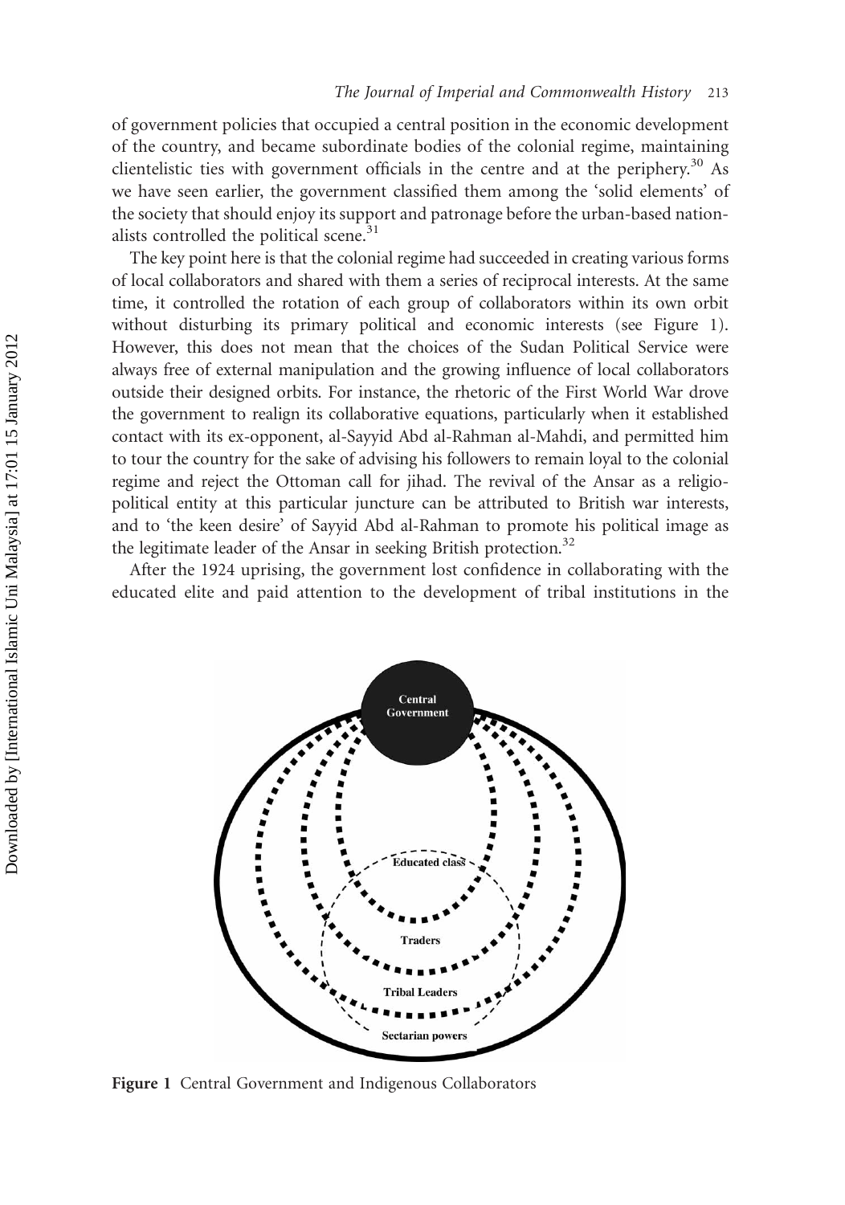of government policies that occupied a central position in the economic development of the country, and became subordinate bodies of the colonial regime, maintaining clientelistic ties with government officials in the centre and at the periphery.[30] As we have seen earlier, the government classified them among the 'solid elements' of the society that should enjoy its support and patronage before the urban-based nationalists controlled the political scene.[31]

The key point here is that the colonial regime had succeeded in creating various forms of local collaborators and shared with them a series of reciprocal interests. At the same time, it controlled the rotation of each group of collaborators within its own orbit without disturbing its primary political and economic interests (see Figure 1). However, this does not mean that the choices of the Sudan Political Service were always free of external manipulation and the growing influence of local collaborators outside their designed orbits. For instance, the rhetoric of the First World War drove the government to realign its collaborative equations, particularly when it established contact with its ex-opponent, al-Sayyid Abd al-Rahman al-Mahdi, and permitted him to tour the country for the sake of advising his followers to remain loyal to the colonial regime and reject the Ottoman call for jihad. The revival of the Ansar as a religio-political entity at this particular juncture can be attributed to British war interests, and to 'the keen desire' of Sayyid Abd al-Rahman to promote his political image as the legitimate leader of the Ansar in seeking British protection.[32]

After the 1924 uprising, the government lost confidence in collaborating with the educated elite and paid attention to the development of tribal institutions in the

Central Government

Educated class

Traders

Tribal Leaders

Sectarian powers

**Figure 1** Central Government and Indigenous Collaborators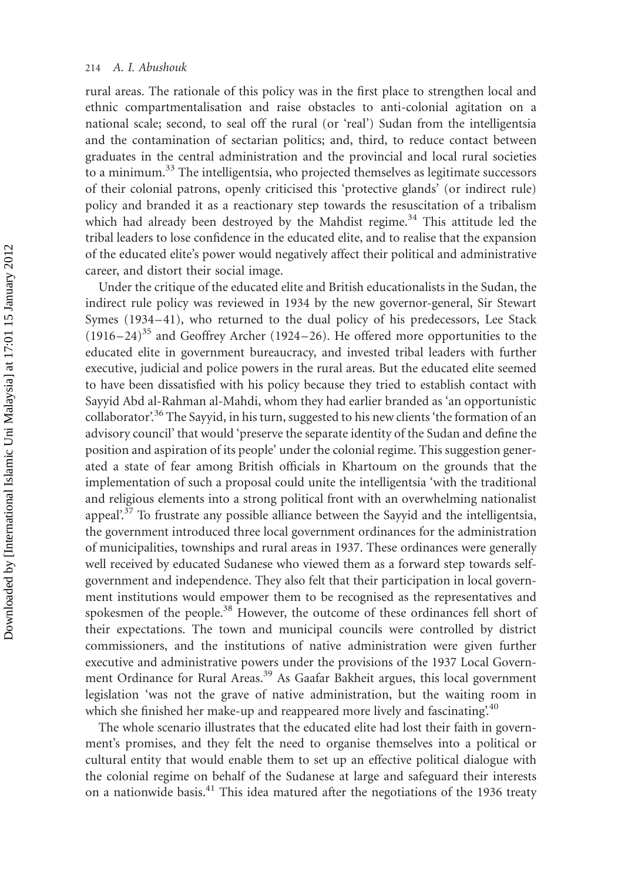rural areas. The rationale of this policy was in the first place to strengthen local and ethnic compartmentalisation and raise obstacles to anti-colonial agitation on a national scale; second, to seal off the rural (or 'real') Sudan from the intelligentsia and the contamination of sectarian politics; and, third, to reduce contact between graduates in the central administration and the provincial and local rural societies to a minimum.[33] The intelligentsia, who projected themselves as legitimate successors of their colonial patrons, openly criticised this 'protective glands' (or indirect rule) policy and branded it as a reactionary step towards the resuscitation of a tribalism which had already been destroyed by the Mahdist regime.[34] This attitude led the tribal leaders to lose confidence in the educated elite, and to realise that the expansion of the educated elite's power would negatively affect their political and administrative career, and distort their social image.

Under the critique of the educated elite and British educationalists in the Sudan, the indirect rule policy was reviewed in 1934 by the new governor-general, Sir Stewart Symes (1934–41), who returned to the dual policy of his predecessors, Lee Stack (1916–24)[35] and Geoffrey Archer (1924–26). He offered more opportunities to the educated elite in government bureaucracy, and invested tribal leaders with further executive, judicial and police powers in the rural areas. But the educated elite seemed to have been dissatisfied with his policy because they tried to establish contact with Sayyid Abd al-Rahman al-Mahdi, whom they had earlier branded as 'an opportunistic collaborator'.[36] The Sayyid, in his turn, suggested to his new clients 'the formation of an advisory council' that would 'preserve the separate identity of the Sudan and define the position and aspiration of its people' under the colonial regime. This suggestion generated a state of fear among British officials in Khartoum on the grounds that the implementation of such a proposal could unite the intelligentsia 'with the traditional and religious elements into a strong political front with an overwhelming nationalist appeal'.[37] To frustrate any possible alliance between the Sayyid and the intelligentsia, the government introduced three local government ordinances for the administration of municipalities, townships and rural areas in 1937. These ordinances were generally well received by educated Sudanese who viewed them as a forward step towards self-government and independence. They also felt that their participation in local government institutions would empower them to be recognised as the representatives and spokesmen of the people.[38] However, the outcome of these ordinances fell short of their expectations. The town and municipal councils were controlled by district commissioners, and the institutions of native administration were given further executive and administrative powers under the provisions of the 1937 Local Government Ordinance for Rural Areas.[39] As Gaafar Bakheit argues, this local government legislation 'was not the grave of native administration, but the waiting room in which she finished her make-up and reappeared more lively and fascinating'.[40]

The whole scenario illustrates that the educated elite had lost their faith in government's promises, and they felt the need to organise themselves into a political or cultural entity that would enable them to set up an effective political dialogue with the colonial regime on behalf of the Sudanese at large and safeguard their interests on a nationwide basis.[41] This idea matured after the negotiations of the 1936 treaty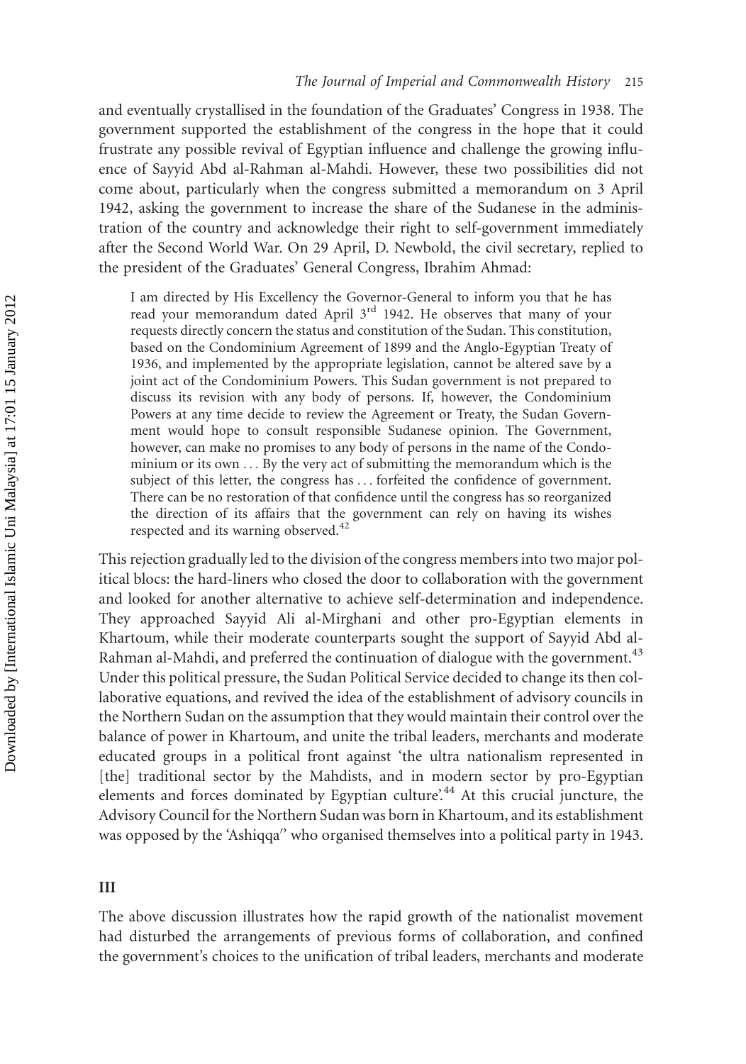and eventually crystallised in the foundation of the Graduates' Congress in 1938. The government supported the establishment of the congress in the hope that it could frustrate any possible revival of Egyptian influence and challenge the growing influence of Sayyid Abd al-Rahman al-Mahdi. However, these two possibilities did not come about, particularly when the congress submitted a memorandum on 3 April 1942, asking the government to increase the share of the Sudanese in the administration of the country and acknowledge their right to self-government immediately after the Second World War. On 29 April, D. Newbold, the civil secretary, replied to the president of the Graduates' General Congress, Ibrahim Ahmad:

> I am directed by His Excellency the Governor-General to inform you that he has read your memorandum dated April 3rd 1942. He observes that many of your requests directly concern the status and constitution of the Sudan. This constitution, based on the Condominium Agreement of 1899 and the Anglo-Egyptian Treaty of 1936, and implemented by the appropriate legislation, cannot be altered save by a joint act of the Condominium Powers. This Sudan government is not prepared to discuss its revision with any body of persons. If, however, the Condominium Powers at any time decide to review the Agreement or Treaty, the Sudan Government would hope to consult responsible Sudanese opinion. The Government, however, can make no promises to any body of persons in the name of the Condominium or its own ... By the very act of submitting the memorandum which is the subject of this letter, the congress has ... forfeited the confidence of government. There can be no restoration of that confidence until the congress has so reorganized the direction of its affairs that the government can rely on having its wishes respected and its warning observed.[42]

This rejection gradually led to the division of the congress members into two major political blocs: the hard-liners who closed the door to collaboration with the government and looked for another alternative to achieve self-determination and independence. They approached Sayyid Ali al-Mirghani and other pro-Egyptian elements in Khartoum, while their moderate counterparts sought the support of Sayyid Abd al-Rahman al-Mahdi, and preferred the continuation of dialogue with the government.[43] Under this political pressure, the Sudan Political Service decided to change its then collaborative equations, and revived the idea of the establishment of advisory councils in the Northern Sudan on the assumption that they would maintain their control over the balance of power in Khartoum, and unite the tribal leaders, merchants and moderate educated groups in a political front against 'the ultra nationalism represented in [the] traditional sector by the Mahdists, and in modern sector by pro-Egyptian elements and forces dominated by Egyptian culture'.[44] At this crucial juncture, the Advisory Council for the Northern Sudan was born in Khartoum, and its establishment was opposed by the 'Ashiqqa'' who organised themselves into a political party in 1943.

## III

The above discussion illustrates how the rapid growth of the nationalist movement had disturbed the arrangements of previous forms of collaboration, and confined the government's choices to the unification of tribal leaders, merchants and moderate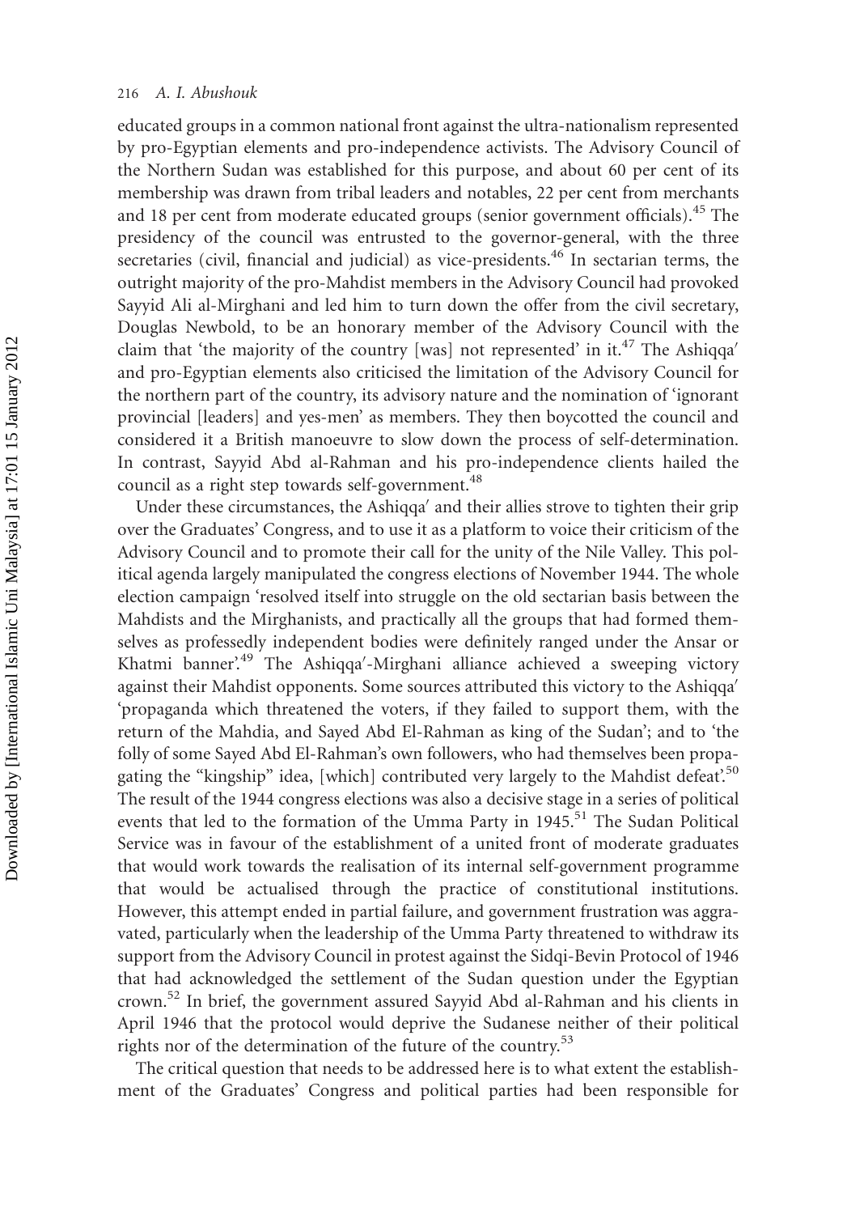educated groups in a common national front against the ultra-nationalism represented by pro-Egyptian elements and pro-independence activists. The Advisory Council of the Northern Sudan was established for this purpose, and about 60 per cent of its membership was drawn from tribal leaders and notables, 22 per cent from merchants and 18 per cent from moderate educated groups (senior government officials).[45] The presidency of the council was entrusted to the governor-general, with the three secretaries (civil, financial and judicial) as vice-presidents.[46] In sectarian terms, the outright majority of the pro-Mahdist members in the Advisory Council had provoked Sayyid Ali al-Mirghani and led him to turn down the offer from the civil secretary, Douglas Newbold, to be an honorary member of the Advisory Council with the claim that 'the majority of the country [was] not represented' in it.[47] The Ashiqqa′ and pro-Egyptian elements also criticised the limitation of the Advisory Council for the northern part of the country, its advisory nature and the nomination of 'ignorant provincial [leaders] and yes-men' as members. They then boycotted the council and considered it a British manoeuvre to slow down the process of self-determination. In contrast, Sayyid Abd al-Rahman and his pro-independence clients hailed the council as a right step towards self-government.[48]

Under these circumstances, the Ashiqqa′ and their allies strove to tighten their grip over the Graduates' Congress, and to use it as a platform to voice their criticism of the Advisory Council and to promote their call for the unity of the Nile Valley. This political agenda largely manipulated the congress elections of November 1944. The whole election campaign 'resolved itself into struggle on the old sectarian basis between the Mahdists and the Mirghanists, and practically all the groups that had formed themselves as professedly independent bodies were definitely ranged under the Ansar or Khatmi banner'.[49] The Ashiqqa′-Mirghani alliance achieved a sweeping victory against their Mahdist opponents. Some sources attributed this victory to the Ashiqqa′ 'propaganda which threatened the voters, if they failed to support them, with the return of the Mahdia, and Sayed Abd El-Rahman as king of the Sudan'; and to 'the folly of some Sayed Abd El-Rahman's own followers, who had themselves been propagating the "kingship" idea, [which] contributed very largely to the Mahdist defeat'.[50] The result of the 1944 congress elections was also a decisive stage in a series of political events that led to the formation of the Umma Party in 1945.[51] The Sudan Political Service was in favour of the establishment of a united front of moderate graduates that would work towards the realisation of its internal self-government programme that would be actualised through the practice of constitutional institutions. However, this attempt ended in partial failure, and government frustration was aggravated, particularly when the leadership of the Umma Party threatened to withdraw its support from the Advisory Council in protest against the Sidqi-Bevin Protocol of 1946 that had acknowledged the settlement of the Sudan question under the Egyptian crown.[52] In brief, the government assured Sayyid Abd al-Rahman and his clients in April 1946 that the protocol would deprive the Sudanese neither of their political rights nor of the determination of the future of the country.[53]

The critical question that needs to be addressed here is to what extent the establishment of the Graduates' Congress and political parties had been responsible for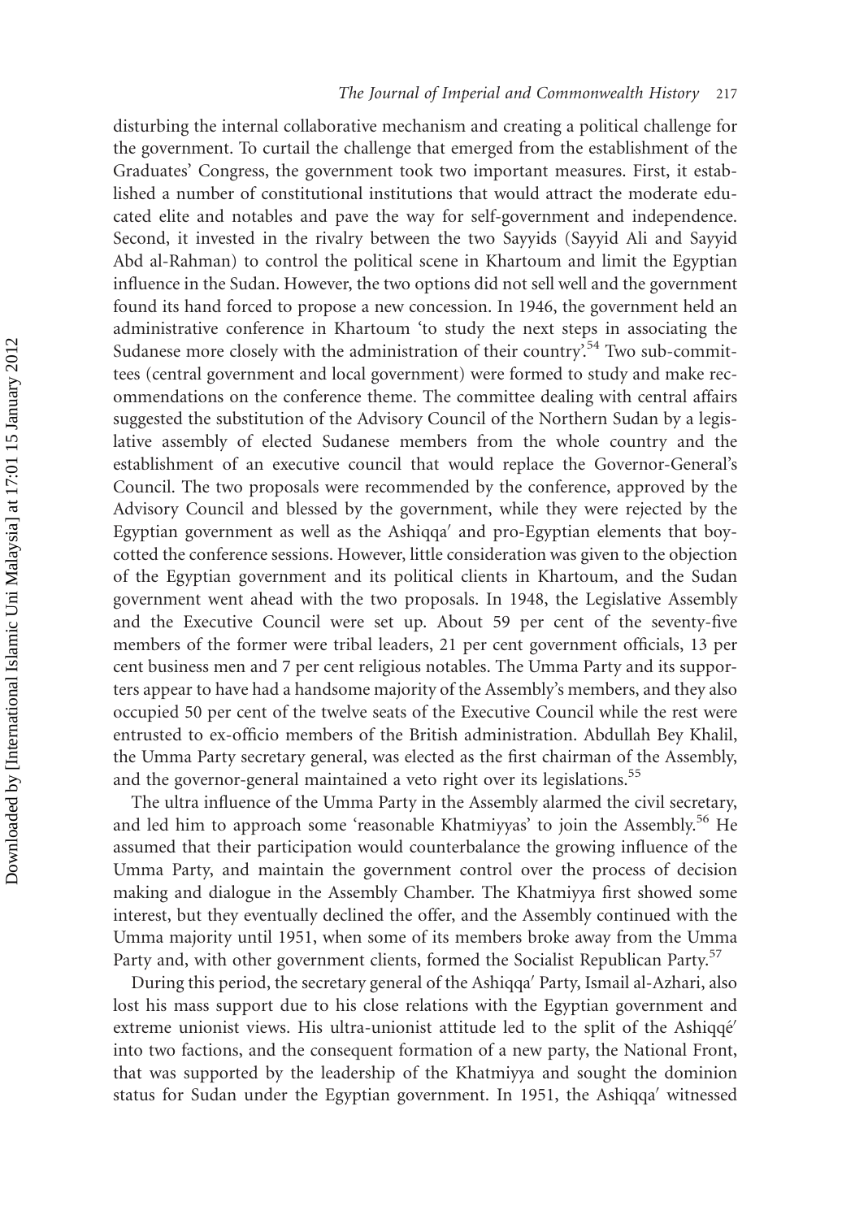disturbing the internal collaborative mechanism and creating a political challenge for the government. To curtail the challenge that emerged from the establishment of the Graduates' Congress, the government took two important measures. First, it established a number of constitutional institutions that would attract the moderate educated elite and notables and pave the way for self-government and independence. Second, it invested in the rivalry between the two Sayyids (Sayyid Ali and Sayyid Abd al-Rahman) to control the political scene in Khartoum and limit the Egyptian influence in the Sudan. However, the two options did not sell well and the government found its hand forced to propose a new concession. In 1946, the government held an administrative conference in Khartoum 'to study the next steps in associating the Sudanese more closely with the administration of their country'.[54] Two sub-committees (central government and local government) were formed to study and make recommendations on the conference theme. The committee dealing with central affairs suggested the substitution of the Advisory Council of the Northern Sudan by a legislative assembly of elected Sudanese members from the whole country and the establishment of an executive council that would replace the Governor-General's Council. The two proposals were recommended by the conference, approved by the Advisory Council and blessed by the government, while they were rejected by the Egyptian government as well as the Ashiqqa′ and pro-Egyptian elements that boycotted the conference sessions. However, little consideration was given to the objection of the Egyptian government and its political clients in Khartoum, and the Sudan government went ahead with the two proposals. In 1948, the Legislative Assembly and the Executive Council were set up. About 59 per cent of the seventy-five members of the former were tribal leaders, 21 per cent government officials, 13 per cent business men and 7 per cent religious notables. The Umma Party and its supporters appear to have had a handsome majority of the Assembly's members, and they also occupied 50 per cent of the twelve seats of the Executive Council while the rest were entrusted to ex-officio members of the British administration. Abdullah Bey Khalil, the Umma Party secretary general, was elected as the first chairman of the Assembly, and the governor-general maintained a veto right over its legislations.[55]

The ultra influence of the Umma Party in the Assembly alarmed the civil secretary, and led him to approach some 'reasonable Khatmiyyas' to join the Assembly.[56] He assumed that their participation would counterbalance the growing influence of the Umma Party, and maintain the government control over the process of decision making and dialogue in the Assembly Chamber. The Khatmiyya first showed some interest, but they eventually declined the offer, and the Assembly continued with the Umma majority until 1951, when some of its members broke away from the Umma Party and, with other government clients, formed the Socialist Republican Party.[57]

During this period, the secretary general of the Ashiqqa′ Party, Ismail al-Azhari, also lost his mass support due to his close relations with the Egyptian government and extreme unionist views. His ultra-unionist attitude led to the split of the Ashiqqé′ into two factions, and the consequent formation of a new party, the National Front, that was supported by the leadership of the Khatmiyya and sought the dominion status for Sudan under the Egyptian government. In 1951, the Ashiqqa′ witnessed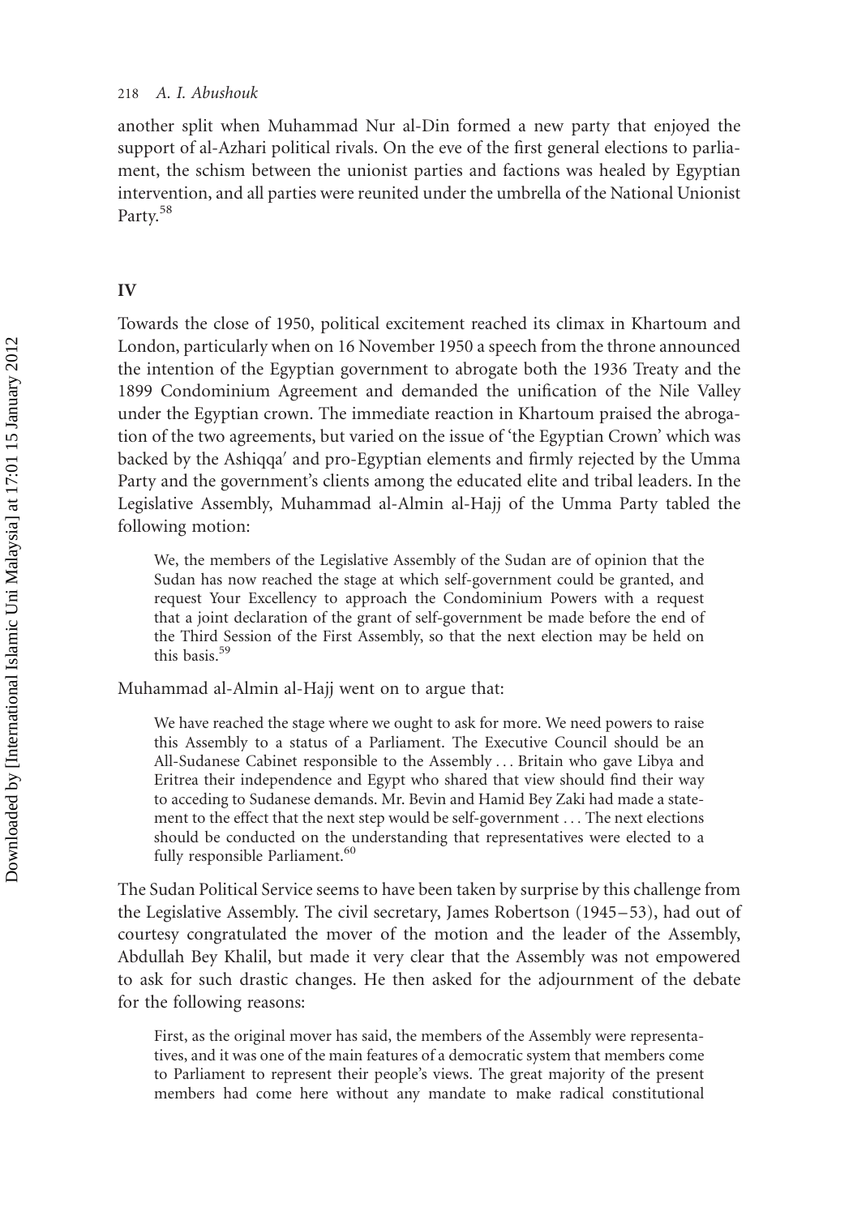another split when Muhammad Nur al-Din formed a new party that enjoyed the support of al-Azhari political rivals. On the eve of the first general elections to parliament, the schism between the unionist parties and factions was healed by Egyptian intervention, and all parties were reunited under the umbrella of the National Unionist Party.[58]

## IV

Towards the close of 1950, political excitement reached its climax in Khartoum and London, particularly when on 16 November 1950 a speech from the throne announced the intention of the Egyptian government to abrogate both the 1936 Treaty and the 1899 Condominium Agreement and demanded the unification of the Nile Valley under the Egyptian crown. The immediate reaction in Khartoum praised the abrogation of the two agreements, but varied on the issue of 'the Egyptian Crown' which was backed by the Ashiqqa′ and pro-Egyptian elements and firmly rejected by the Umma Party and the government's clients among the educated elite and tribal leaders. In the Legislative Assembly, Muhammad al-Almin al-Hajj of the Umma Party tabled the following motion:

> We, the members of the Legislative Assembly of the Sudan are of opinion that the Sudan has now reached the stage at which self-government could be granted, and request Your Excellency to approach the Condominium Powers with a request that a joint declaration of the grant of self-government be made before the end of the Third Session of the First Assembly, so that the next election may be held on this basis.[59]

Muhammad al-Almin al-Hajj went on to argue that:

> We have reached the stage where we ought to ask for more. We need powers to raise this Assembly to a status of a Parliament. The Executive Council should be an All-Sudanese Cabinet responsible to the Assembly ... Britain who gave Libya and Eritrea their independence and Egypt who shared that view should find their way to acceding to Sudanese demands. Mr. Bevin and Hamid Bey Zaki had made a statement to the effect that the next step would be self-government ... The next elections should be conducted on the understanding that representatives were elected to a fully responsible Parliament.[60]

The Sudan Political Service seems to have been taken by surprise by this challenge from the Legislative Assembly. The civil secretary, James Robertson (1945–53), had out of courtesy congratulated the mover of the motion and the leader of the Assembly, Abdullah Bey Khalil, but made it very clear that the Assembly was not empowered to ask for such drastic changes. He then asked for the adjournment of the debate for the following reasons:

> First, as the original mover has said, the members of the Assembly were representatives, and it was one of the main features of a democratic system that members come to Parliament to represent their people's views. The great majority of the present members had come here without any mandate to make radical constitutional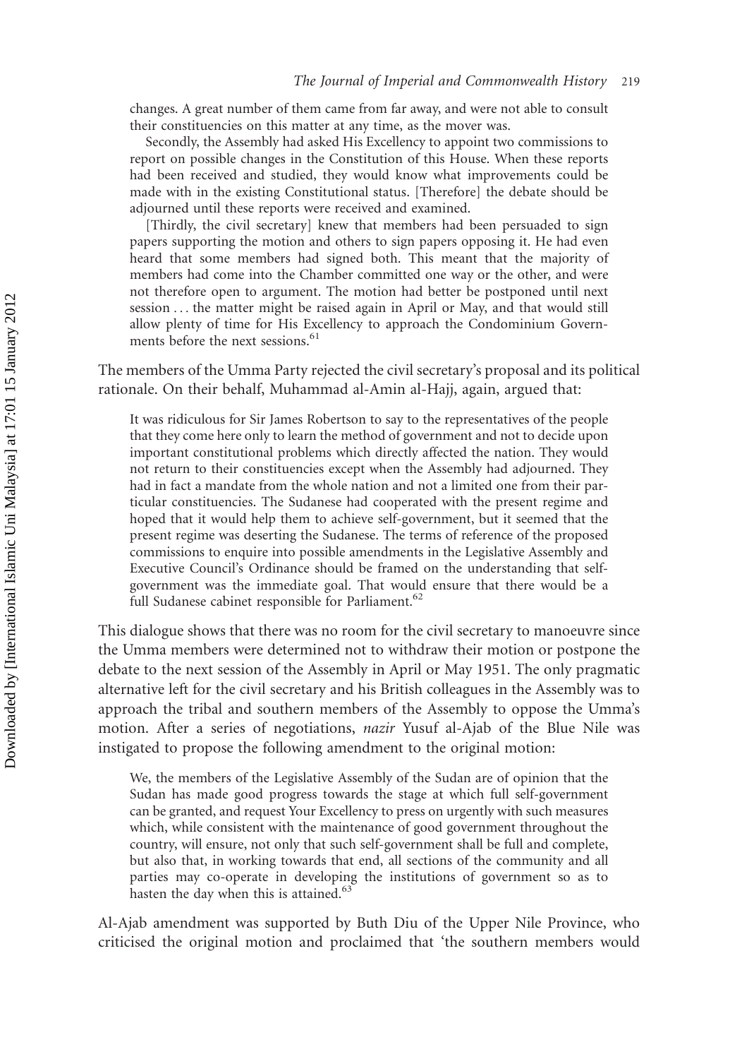changes. A great number of them came from far away, and were not able to consult their constituencies on this matter at any time, as the mover was.

> Secondly, the Assembly had asked His Excellency to appoint two commissions to report on possible changes in the Constitution of this House. When these reports had been received and studied, they would know what improvements could be made with in the existing Constitutional status. [Therefore] the debate should be adjourned until these reports were received and examined.
>
> [Thirdly, the civil secretary] knew that members had been persuaded to sign papers supporting the motion and others to sign papers opposing it. He had even heard that some members had signed both. This meant that the majority of members had come into the Chamber committed one way or the other, and were not therefore open to argument. The motion had better be postponed until next session ... the matter might be raised again in April or May, and that would still allow plenty of time for His Excellency to approach the Condominium Governments before the next sessions.[61]

The members of the Umma Party rejected the civil secretary's proposal and its political rationale. On their behalf, Muhammad al-Amin al-Hajj, again, argued that:

> It was ridiculous for Sir James Robertson to say to the representatives of the people that they come here only to learn the method of government and not to decide upon important constitutional problems which directly affected the nation. They would not return to their constituencies except when the Assembly had adjourned. They had in fact a mandate from the whole nation and not a limited one from their particular constituencies. The Sudanese had cooperated with the present regime and hoped that it would help them to achieve self-government, but it seemed that the present regime was deserting the Sudanese. The terms of reference of the proposed commissions to enquire into possible amendments in the Legislative Assembly and Executive Council's Ordinance should be framed on the understanding that self-government was the immediate goal. That would ensure that there would be a full Sudanese cabinet responsible for Parliament.[62]

This dialogue shows that there was no room for the civil secretary to manoeuvre since the Umma members were determined not to withdraw their motion or postpone the debate to the next session of the Assembly in April or May 1951. The only pragmatic alternative left for the civil secretary and his British colleagues in the Assembly was to approach the tribal and southern members of the Assembly to oppose the Umma's motion. After a series of negotiations, *nazir* Yusuf al-Ajab of the Blue Nile was instigated to propose the following amendment to the original motion:

> We, the members of the Legislative Assembly of the Sudan are of opinion that the Sudan has made good progress towards the stage at which full self-government can be granted, and request Your Excellency to press on urgently with such measures which, while consistent with the maintenance of good government throughout the country, will ensure, not only that such self-government shall be full and complete, but also that, in working towards that end, all sections of the community and all parties may co-operate in developing the institutions of government so as to hasten the day when this is attained.[63]

Al-Ajab amendment was supported by Buth Diu of the Upper Nile Province, who criticised the original motion and proclaimed that 'the southern members would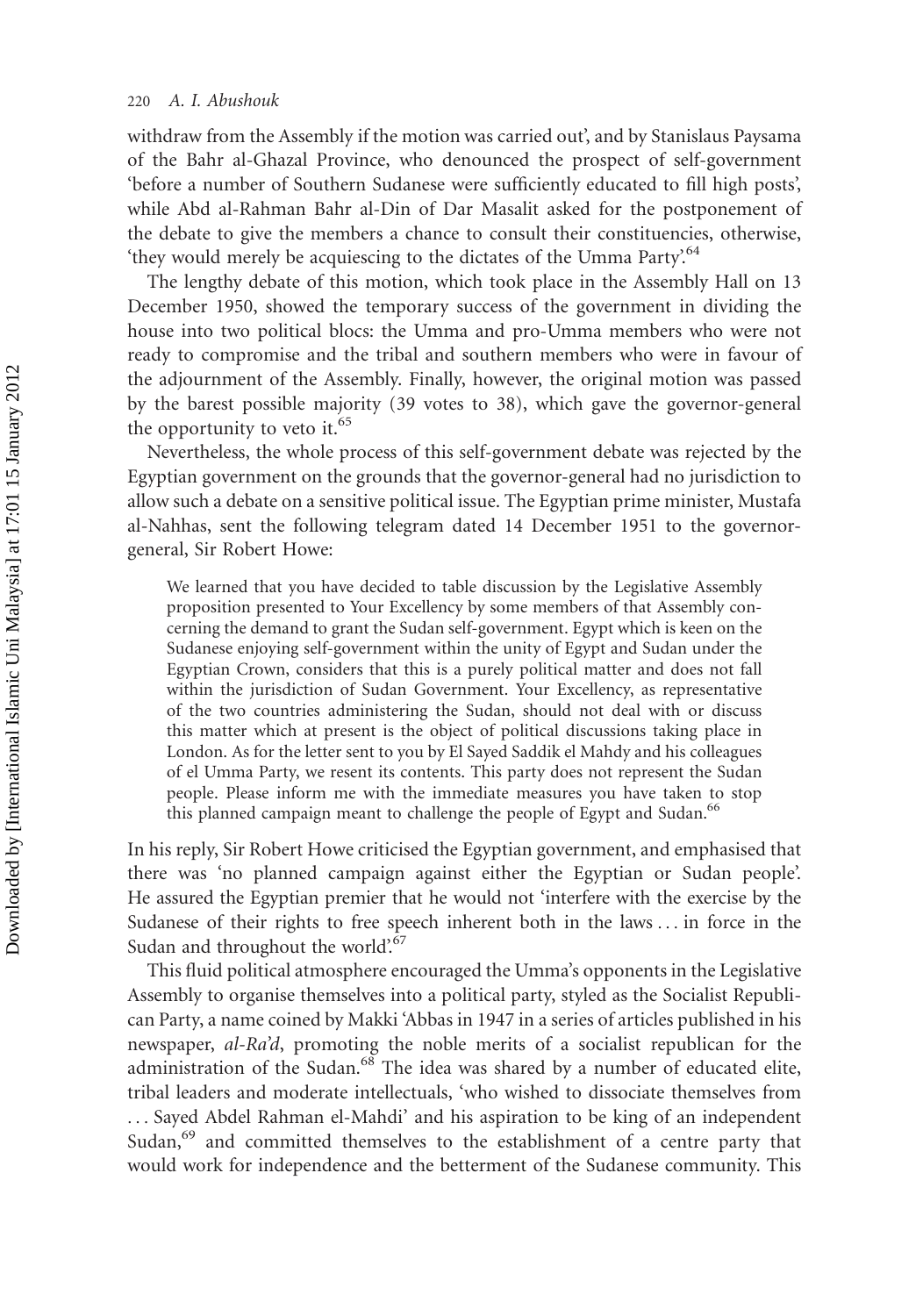withdraw from the Assembly if the motion was carried out', and by Stanislaus Paysama of the Bahr al-Ghazal Province, who denounced the prospect of self-government 'before a number of Southern Sudanese were sufficiently educated to fill high posts', while Abd al-Rahman Bahr al-Din of Dar Masalit asked for the postponement of the debate to give the members a chance to consult their constituencies, otherwise, 'they would merely be acquiescing to the dictates of the Umma Party'.[64]

The lengthy debate of this motion, which took place in the Assembly Hall on 13 December 1950, showed the temporary success of the government in dividing the house into two political blocs: the Umma and pro-Umma members who were not ready to compromise and the tribal and southern members who were in favour of the adjournment of the Assembly. Finally, however, the original motion was passed by the barest possible majority (39 votes to 38), which gave the governor-general the opportunity to veto it.[65]

Nevertheless, the whole process of this self-government debate was rejected by the Egyptian government on the grounds that the governor-general had no jurisdiction to allow such a debate on a sensitive political issue. The Egyptian prime minister, Mustafa al-Nahhas, sent the following telegram dated 14 December 1951 to the governor-general, Sir Robert Howe:

> We learned that you have decided to table discussion by the Legislative Assembly proposition presented to Your Excellency by some members of that Assembly concerning the demand to grant the Sudan self-government. Egypt which is keen on the Sudanese enjoying self-government within the unity of Egypt and Sudan under the Egyptian Crown, considers that this is a purely political matter and does not fall within the jurisdiction of Sudan Government. Your Excellency, as representative of the two countries administering the Sudan, should not deal with or discuss this matter which at present is the object of political discussions taking place in London. As for the letter sent to you by El Sayed Saddik el Mahdy and his colleagues of el Umma Party, we resent its contents. This party does not represent the Sudan people. Please inform me with the immediate measures you have taken to stop this planned campaign meant to challenge the people of Egypt and Sudan.[66]

In his reply, Sir Robert Howe criticised the Egyptian government, and emphasised that there was 'no planned campaign against either the Egyptian or Sudan people'. He assured the Egyptian premier that he would not 'interfere with the exercise by the Sudanese of their rights to free speech inherent both in the laws . . . in force in the Sudan and throughout the world'.[67]

This fluid political atmosphere encouraged the Umma's opponents in the Legislative Assembly to organise themselves into a political party, styled as the Socialist Republican Party, a name coined by Makki 'Abbas in 1947 in a series of articles published in his newspaper, *al-Ra'd*, promoting the noble merits of a socialist republican for the administration of the Sudan.[68] The idea was shared by a number of educated elite, tribal leaders and moderate intellectuals, 'who wished to dissociate themselves from . . . Sayed Abdel Rahman el-Mahdi' and his aspiration to be king of an independent Sudan,[69] and committed themselves to the establishment of a centre party that would work for independence and the betterment of the Sudanese community. This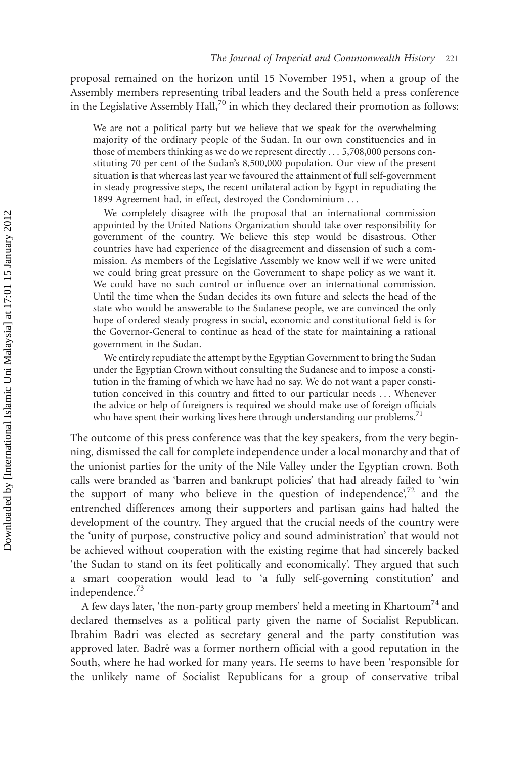proposal remained on the horizon until 15 November 1951, when a group of the Assembly members representing tribal leaders and the South held a press conference in the Legislative Assembly Hall,[70] in which they declared their promotion as follows:

> We are not a political party but we believe that we speak for the overwhelming majority of the ordinary people of the Sudan. In our own constituencies and in those of members thinking as we do we represent directly . . . 5,708,000 persons constituting 70 per cent of the Sudan's 8,500,000 population. Our view of the present situation is that whereas last year we favoured the attainment of full self-government in steady progressive steps, the recent unilateral action by Egypt in repudiating the 1899 Agreement had, in effect, destroyed the Condominium . . .
>
> We completely disagree with the proposal that an international commission appointed by the United Nations Organization should take over responsibility for government of the country. We believe this step would be disastrous. Other countries have had experience of the disagreement and dissension of such a commission. As members of the Legislative Assembly we know well if we were united we could bring great pressure on the Government to shape policy as we want it. We could have no such control or influence over an international commission. Until the time when the Sudan decides its own future and selects the head of the state who would be answerable to the Sudanese people, we are convinced the only hope of ordered steady progress in social, economic and constitutional field is for the Governor-General to continue as head of the state for maintaining a rational government in the Sudan.
>
> We entirely repudiate the attempt by the Egyptian Government to bring the Sudan under the Egyptian Crown without consulting the Sudanese and to impose a constitution in the framing of which we have had no say. We do not want a paper constitution conceived in this country and fitted to our particular needs . . . Whenever the advice or help of foreigners is required we should make use of foreign officials who have spent their working lives here through understanding our problems.[71]

The outcome of this press conference was that the key speakers, from the very beginning, dismissed the call for complete independence under a local monarchy and that of the unionist parties for the unity of the Nile Valley under the Egyptian crown. Both calls were branded as 'barren and bankrupt policies' that had already failed to 'win the support of many who believe in the question of independence',[72] and the entrenched differences among their supporters and partisan gains had halted the development of the country. They argued that the crucial needs of the country were the 'unity of purpose, constructive policy and sound administration' that would not be achieved without cooperation with the existing regime that had sincerely backed 'the Sudan to stand on its feet politically and economically'. They argued that such a smart cooperation would lead to 'a fully self-governing constitution' and independence.[73]

A few days later, 'the non-party group members' held a meeting in Khartoum[74] and declared themselves as a political party given the name of Socialist Republican. Ibrahim Badri was elected as secretary general and the party constitution was approved later. Badrê was a former northern official with a good reputation in the South, where he had worked for many years. He seems to have been 'responsible for the unlikely name of Socialist Republicans for a group of conservative tribal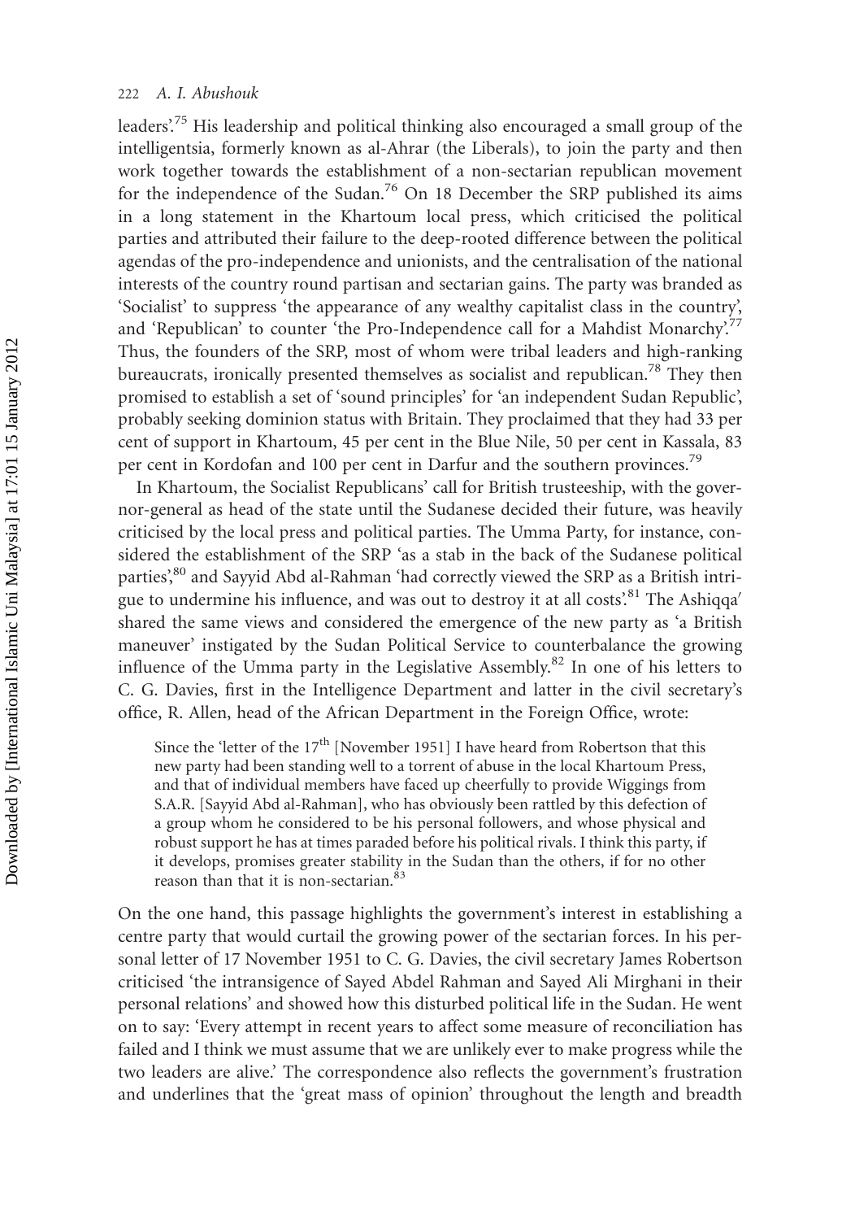leaders'.[75] His leadership and political thinking also encouraged a small group of the intelligentsia, formerly known as al-Ahrar (the Liberals), to join the party and then work together towards the establishment of a non-sectarian republican movement for the independence of the Sudan.[76] On 18 December the SRP published its aims in a long statement in the Khartoum local press, which criticised the political parties and attributed their failure to the deep-rooted difference between the political agendas of the pro-independence and unionists, and the centralisation of the national interests of the country round partisan and sectarian gains. The party was branded as 'Socialist' to suppress 'the appearance of any wealthy capitalist class in the country', and 'Republican' to counter 'the Pro-Independence call for a Mahdist Monarchy'.[77] Thus, the founders of the SRP, most of whom were tribal leaders and high-ranking bureaucrats, ironically presented themselves as socialist and republican.[78] They then promised to establish a set of 'sound principles' for 'an independent Sudan Republic', probably seeking dominion status with Britain. They proclaimed that they had 33 per cent of support in Khartoum, 45 per cent in the Blue Nile, 50 per cent in Kassala, 83 per cent in Kordofan and 100 per cent in Darfur and the southern provinces.[79]

In Khartoum, the Socialist Republicans' call for British trusteeship, with the governor-general as head of the state until the Sudanese decided their future, was heavily criticised by the local press and political parties. The Umma Party, for instance, considered the establishment of the SRP 'as a stab in the back of the Sudanese political parties',[80] and Sayyid Abd al-Rahman 'had correctly viewed the SRP as a British intrigue to undermine his influence, and was out to destroy it at all costs'.[81] The Ashiqqa' shared the same views and considered the emergence of the new party as 'a British maneuver' instigated by the Sudan Political Service to counterbalance the growing influence of the Umma party in the Legislative Assembly.[82] In one of his letters to C. G. Davies, first in the Intelligence Department and latter in the civil secretary's office, R. Allen, head of the African Department in the Foreign Office, wrote:

> Since the 'letter of the 17th [November 1951] I have heard from Robertson that this new party had been standing well to a torrent of abuse in the local Khartoum Press, and that of individual members have faced up cheerfully to provide Wiggings from S.A.R. [Sayyid Abd al-Rahman], who has obviously been rattled by this defection of a group whom he considered to be his personal followers, and whose physical and robust support he has at times paraded before his political rivals. I think this party, if it develops, promises greater stability in the Sudan than the others, if for no other reason than that it is non-sectarian.[83]

On the one hand, this passage highlights the government's interest in establishing a centre party that would curtail the growing power of the sectarian forces. In his personal letter of 17 November 1951 to C. G. Davies, the civil secretary James Robertson criticised 'the intransigence of Sayed Abdel Rahman and Sayed Ali Mirghani in their personal relations' and showed how this disturbed political life in the Sudan. He went on to say: 'Every attempt in recent years to affect some measure of reconciliation has failed and I think we must assume that we are unlikely ever to make progress while the two leaders are alive.' The correspondence also reflects the government's frustration and underlines that the 'great mass of opinion' throughout the length and breadth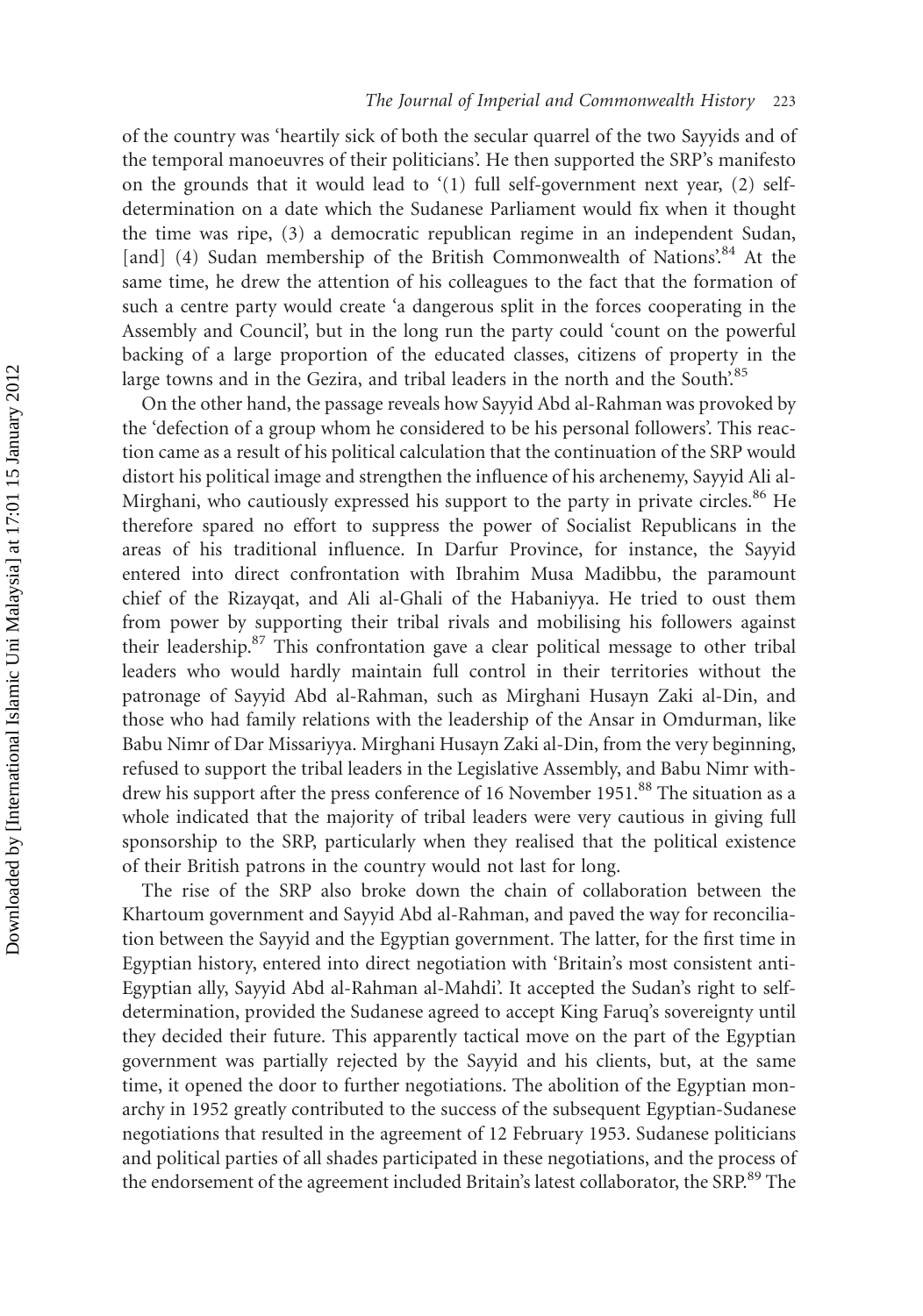of the country was 'heartily sick of both the secular quarrel of the two Sayyids and of the temporal manoeuvres of their politicians'. He then supported the SRP's manifesto on the grounds that it would lead to '(1) full self-government next year, (2) self-determination on a date which the Sudanese Parliament would fix when it thought the time was ripe, (3) a democratic republican regime in an independent Sudan, [and] (4) Sudan membership of the British Commonwealth of Nations'.[84] At the same time, he drew the attention of his colleagues to the fact that the formation of such a centre party would create 'a dangerous split in the forces cooperating in the Assembly and Council', but in the long run the party could 'count on the powerful backing of a large proportion of the educated classes, citizens of property in the large towns and in the Gezira, and tribal leaders in the north and the South'.[85]

On the other hand, the passage reveals how Sayyid Abd al-Rahman was provoked by the 'defection of a group whom he considered to be his personal followers'. This reaction came as a result of his political calculation that the continuation of the SRP would distort his political image and strengthen the influence of his archenemy, Sayyid Ali al-Mirghani, who cautiously expressed his support to the party in private circles.[86] He therefore spared no effort to suppress the power of Socialist Republicans in the areas of his traditional influence. In Darfur Province, for instance, the Sayyid entered into direct confrontation with Ibrahim Musa Madibbu, the paramount chief of the Rizayqat, and Ali al-Ghali of the Habaniyya. He tried to oust them from power by supporting their tribal rivals and mobilising his followers against their leadership.[87] This confrontation gave a clear political message to other tribal leaders who would hardly maintain full control in their territories without the patronage of Sayyid Abd al-Rahman, such as Mirghani Husayn Zaki al-Din, and those who had family relations with the leadership of the Ansar in Omdurman, like Babu Nimr of Dar Missariyya. Mirghani Husayn Zaki al-Din, from the very beginning, refused to support the tribal leaders in the Legislative Assembly, and Babu Nimr withdrew his support after the press conference of 16 November 1951.[88] The situation as a whole indicated that the majority of tribal leaders were very cautious in giving full sponsorship to the SRP, particularly when they realised that the political existence of their British patrons in the country would not last for long.

The rise of the SRP also broke down the chain of collaboration between the Khartoum government and Sayyid Abd al-Rahman, and paved the way for reconciliation between the Sayyid and the Egyptian government. The latter, for the first time in Egyptian history, entered into direct negotiation with 'Britain's most consistent anti-Egyptian ally, Sayyid Abd al-Rahman al-Mahdi'. It accepted the Sudan's right to self-determination, provided the Sudanese agreed to accept King Faruq's sovereignty until they decided their future. This apparently tactical move on the part of the Egyptian government was partially rejected by the Sayyid and his clients, but, at the same time, it opened the door to further negotiations. The abolition of the Egyptian monarchy in 1952 greatly contributed to the success of the subsequent Egyptian-Sudanese negotiations that resulted in the agreement of 12 February 1953. Sudanese politicians and political parties of all shades participated in these negotiations, and the process of the endorsement of the agreement included Britain's latest collaborator, the SRP.[89] The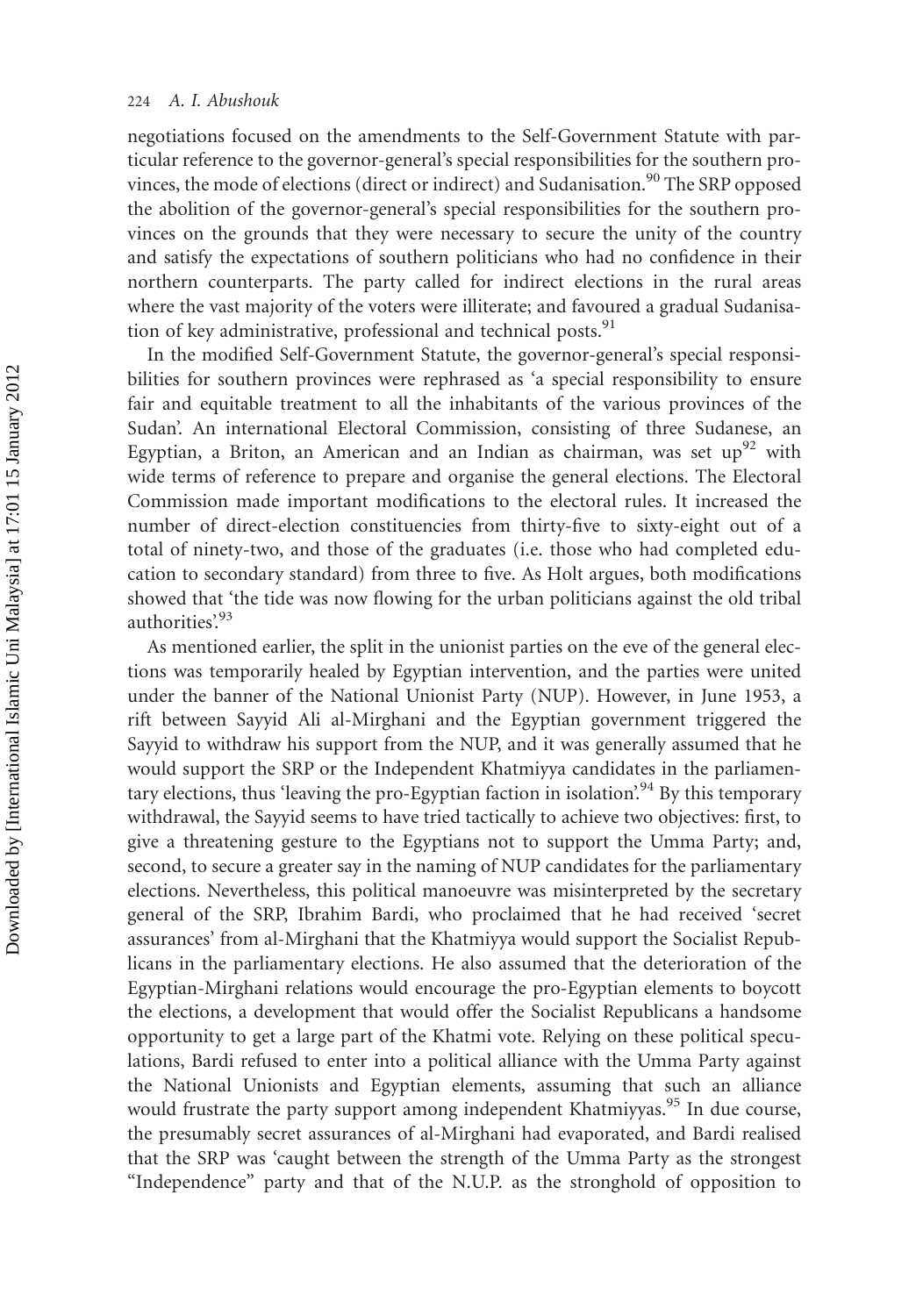negotiations focused on the amendments to the Self-Government Statute with particular reference to the governor-general's special responsibilities for the southern provinces, the mode of elections (direct or indirect) and Sudanisation.[90] The SRP opposed the abolition of the governor-general's special responsibilities for the southern provinces on the grounds that they were necessary to secure the unity of the country and satisfy the expectations of southern politicians who had no confidence in their northern counterparts. The party called for indirect elections in the rural areas where the vast majority of the voters were illiterate; and favoured a gradual Sudanisation of key administrative, professional and technical posts.[91]

In the modified Self-Government Statute, the governor-general's special responsibilities for southern provinces were rephrased as 'a special responsibility to ensure fair and equitable treatment to all the inhabitants of the various provinces of the Sudan'. An international Electoral Commission, consisting of three Sudanese, an Egyptian, a Briton, an American and an Indian as chairman, was set up[92] with wide terms of reference to prepare and organise the general elections. The Electoral Commission made important modifications to the electoral rules. It increased the number of direct-election constituencies from thirty-five to sixty-eight out of a total of ninety-two, and those of the graduates (i.e. those who had completed education to secondary standard) from three to five. As Holt argues, both modifications showed that 'the tide was now flowing for the urban politicians against the old tribal authorities'.[93]

As mentioned earlier, the split in the unionist parties on the eve of the general elections was temporarily healed by Egyptian intervention, and the parties were united under the banner of the National Unionist Party (NUP). However, in June 1953, a rift between Sayyid Ali al-Mirghani and the Egyptian government triggered the Sayyid to withdraw his support from the NUP, and it was generally assumed that he would support the SRP or the Independent Khatmiyya candidates in the parliamentary elections, thus 'leaving the pro-Egyptian faction in isolation'.[94] By this temporary withdrawal, the Sayyid seems to have tried tactically to achieve two objectives: first, to give a threatening gesture to the Egyptians not to support the Umma Party; and, second, to secure a greater say in the naming of NUP candidates for the parliamentary elections. Nevertheless, this political manoeuvre was misinterpreted by the secretary general of the SRP, Ibrahim Bardi, who proclaimed that he had received 'secret assurances' from al-Mirghani that the Khatmiyya would support the Socialist Republicans in the parliamentary elections. He also assumed that the deterioration of the Egyptian-Mirghani relations would encourage the pro-Egyptian elements to boycott the elections, a development that would offer the Socialist Republicans a handsome opportunity to get a large part of the Khatmi vote. Relying on these political speculations, Bardi refused to enter into a political alliance with the Umma Party against the National Unionists and Egyptian elements, assuming that such an alliance would frustrate the party support among independent Khatmiyyas.[95] In due course, the presumably secret assurances of al-Mirghani had evaporated, and Bardi realised that the SRP was 'caught between the strength of the Umma Party as the strongest "Independence" party and that of the N.U.P. as the stronghold of opposition to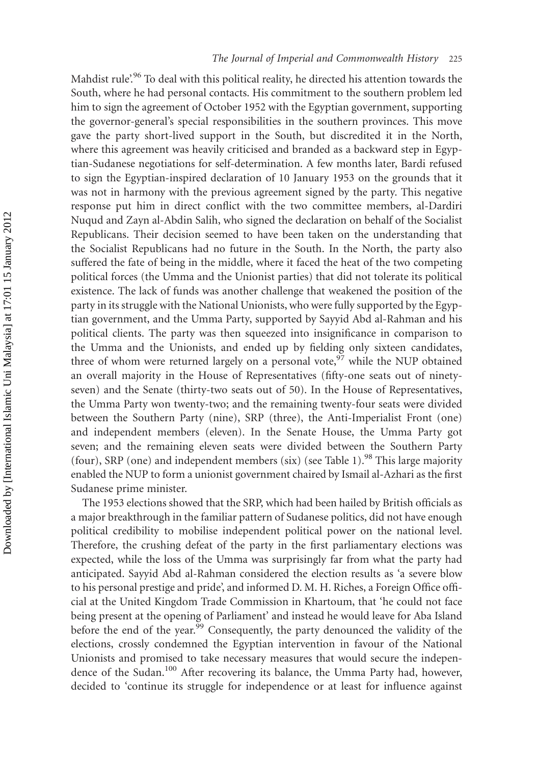Mahdist rule'.[96] To deal with this political reality, he directed his attention towards the South, where he had personal contacts. His commitment to the southern problem led him to sign the agreement of October 1952 with the Egyptian government, supporting the governor-general's special responsibilities in the southern provinces. This move gave the party short-lived support in the South, but discredited it in the North, where this agreement was heavily criticised and branded as a backward step in Egyptian-Sudanese negotiations for self-determination. A few months later, Bardi refused to sign the Egyptian-inspired declaration of 10 January 1953 on the grounds that it was not in harmony with the previous agreement signed by the party. This negative response put him in direct conflict with the two committee members, al-Dardiri Nuqud and Zayn al-Abdin Salih, who signed the declaration on behalf of the Socialist Republicans. Their decision seemed to have been taken on the understanding that the Socialist Republicans had no future in the South. In the North, the party also suffered the fate of being in the middle, where it faced the heat of the two competing political forces (the Umma and the Unionist parties) that did not tolerate its political existence. The lack of funds was another challenge that weakened the position of the party in its struggle with the National Unionists, who were fully supported by the Egyptian government, and the Umma Party, supported by Sayyid Abd al-Rahman and his political clients. The party was then squeezed into insignificance in comparison to the Umma and the Unionists, and ended up by fielding only sixteen candidates, three of whom were returned largely on a personal vote,[97] while the NUP obtained an overall majority in the House of Representatives (fifty-one seats out of ninety-seven) and the Senate (thirty-two seats out of 50). In the House of Representatives, the Umma Party won twenty-two; and the remaining twenty-four seats were divided between the Southern Party (nine), SRP (three), the Anti-Imperialist Front (one) and independent members (eleven). In the Senate House, the Umma Party got seven; and the remaining eleven seats were divided between the Southern Party (four), SRP (one) and independent members (six) (see Table 1).[98] This large majority enabled the NUP to form a unionist government chaired by Ismail al-Azhari as the first Sudanese prime minister.

The 1953 elections showed that the SRP, which had been hailed by British officials as a major breakthrough in the familiar pattern of Sudanese politics, did not have enough political credibility to mobilise independent political power on the national level. Therefore, the crushing defeat of the party in the first parliamentary elections was expected, while the loss of the Umma was surprisingly far from what the party had anticipated. Sayyid Abd al-Rahman considered the election results as 'a severe blow to his personal prestige and pride', and informed D. M. H. Riches, a Foreign Office official at the United Kingdom Trade Commission in Khartoum, that 'he could not face being present at the opening of Parliament' and instead he would leave for Aba Island before the end of the year.[99] Consequently, the party denounced the validity of the elections, crossly condemned the Egyptian intervention in favour of the National Unionists and promised to take necessary measures that would secure the independence of the Sudan.[100] After recovering its balance, the Umma Party had, however, decided to 'continue its struggle for independence or at least for influence against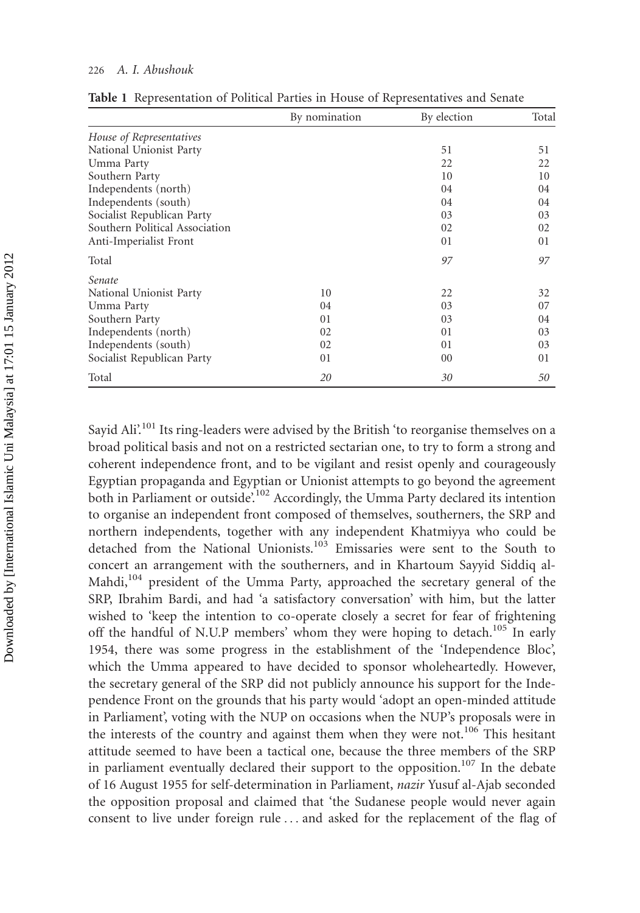**Table 1** Representation of Political Parties in House of Representatives and Senate

| | By nomination | By election | Total |
|---|---|---|---|
| *House of Representatives* | | | |
| National Unionist Party | | 51 | 51 |
| Umma Party | | 22 | 22 |
| Southern Party | | 10 | 10 |
| Independents (north) | | 04 | 04 |
| Independents (south) | | 04 | 04 |
| Socialist Republican Party | | 03 | 03 |
| Southern Political Association | | 02 | 02 |
| Anti-Imperialist Front | | 01 | 01 |
| Total | | *97* | *97* |
| *Senate* | | | |
| National Unionist Party | 10 | 22 | 32 |
| Umma Party | 04 | 03 | 07 |
| Southern Party | 01 | 03 | 04 |
| Independents (north) | 02 | 01 | 03 |
| Independents (south) | 02 | 01 | 03 |
| Socialist Republican Party | 01 | 00 | 01 |
| Total | *20* | *30* | *50* |

Sayid Ali'.[101] Its ring-leaders were advised by the British 'to reorganise themselves on a broad political basis and not on a restricted sectarian one, to try to form a strong and coherent independence front, and to be vigilant and resist openly and courageously Egyptian propaganda and Egyptian or Unionist attempts to go beyond the agreement both in Parliament or outside'.[102] Accordingly, the Umma Party declared its intention to organise an independent front composed of themselves, southerners, the SRP and northern independents, together with any independent Khatmiyya who could be detached from the National Unionists.[103] Emissaries were sent to the South to concert an arrangement with the southerners, and in Khartoum Sayyid Siddiq al-Mahdi,[104] president of the Umma Party, approached the secretary general of the SRP, Ibrahim Bardi, and had 'a satisfactory conversation' with him, but the latter wished to 'keep the intention to co-operate closely a secret for fear of frightening off the handful of N.U.P members' whom they were hoping to detach.[105] In early 1954, there was some progress in the establishment of the 'Independence Bloc', which the Umma appeared to have decided to sponsor wholeheartedly. However, the secretary general of the SRP did not publicly announce his support for the Independence Front on the grounds that his party would 'adopt an open-minded attitude in Parliament', voting with the NUP on occasions when the NUP's proposals were in the interests of the country and against them when they were not.[106] This hesitant attitude seemed to have been a tactical one, because the three members of the SRP in parliament eventually declared their support to the opposition.[107] In the debate of 16 August 1955 for self-determination in Parliament, *nazir* Yusuf al-Ajab seconded the opposition proposal and claimed that 'the Sudanese people would never again consent to live under foreign rule ... and asked for the replacement of the flag of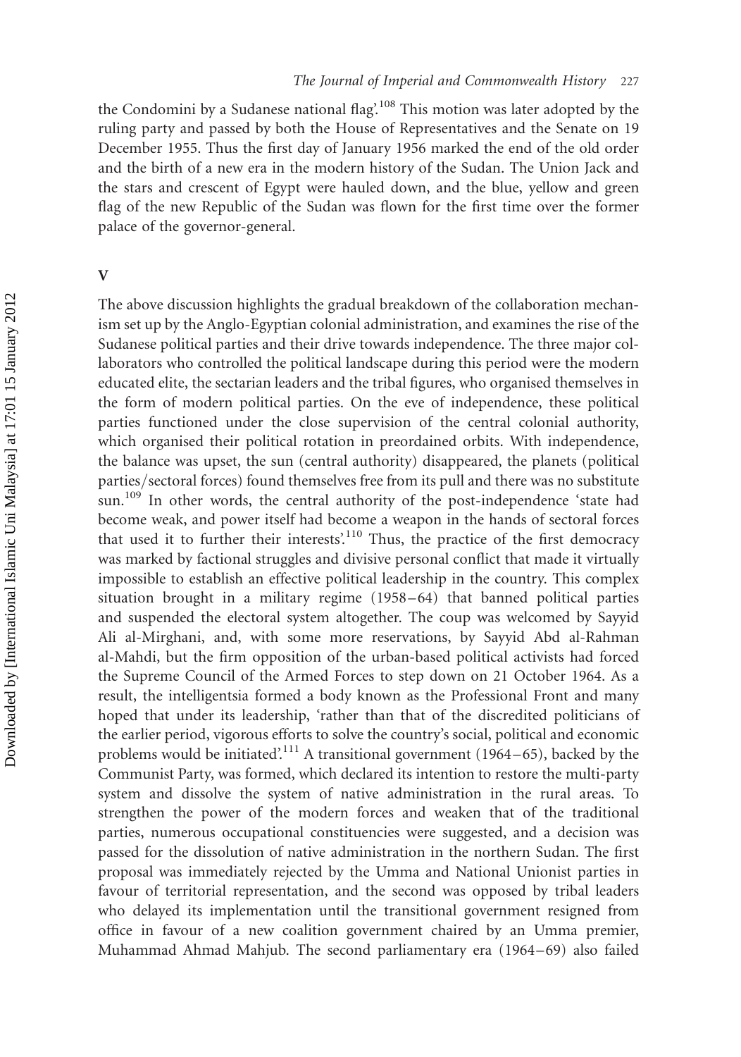the Condomini by a Sudanese national flag'.[108] This motion was later adopted by the ruling party and passed by both the House of Representatives and the Senate on 19 December 1955. Thus the first day of January 1956 marked the end of the old order and the birth of a new era in the modern history of the Sudan. The Union Jack and the stars and crescent of Egypt were hauled down, and the blue, yellow and green flag of the new Republic of the Sudan was flown for the first time over the former palace of the governor-general.

## V

The above discussion highlights the gradual breakdown of the collaboration mechanism set up by the Anglo-Egyptian colonial administration, and examines the rise of the Sudanese political parties and their drive towards independence. The three major collaborators who controlled the political landscape during this period were the modern educated elite, the sectarian leaders and the tribal figures, who organised themselves in the form of modern political parties. On the eve of independence, these political parties functioned under the close supervision of the central colonial authority, which organised their political rotation in preordained orbits. With independence, the balance was upset, the sun (central authority) disappeared, the planets (political parties/sectoral forces) found themselves free from its pull and there was no substitute sun.[109] In other words, the central authority of the post-independence 'state had become weak, and power itself had become a weapon in the hands of sectoral forces that used it to further their interests'.[110] Thus, the practice of the first democracy was marked by factional struggles and divisive personal conflict that made it virtually impossible to establish an effective political leadership in the country. This complex situation brought in a military regime (1958–64) that banned political parties and suspended the electoral system altogether. The coup was welcomed by Sayyid Ali al-Mirghani, and, with some more reservations, by Sayyid Abd al-Rahman al-Mahdi, but the firm opposition of the urban-based political activists had forced the Supreme Council of the Armed Forces to step down on 21 October 1964. As a result, the intelligentsia formed a body known as the Professional Front and many hoped that under its leadership, 'rather than that of the discredited politicians of the earlier period, vigorous efforts to solve the country's social, political and economic problems would be initiated'.[111] A transitional government (1964–65), backed by the Communist Party, was formed, which declared its intention to restore the multi-party system and dissolve the system of native administration in the rural areas. To strengthen the power of the modern forces and weaken that of the traditional parties, numerous occupational constituencies were suggested, and a decision was passed for the dissolution of native administration in the northern Sudan. The first proposal was immediately rejected by the Umma and National Unionist parties in favour of territorial representation, and the second was opposed by tribal leaders who delayed its implementation until the transitional government resigned from office in favour of a new coalition government chaired by an Umma premier, Muhammad Ahmad Mahjub. The second parliamentary era (1964–69) also failed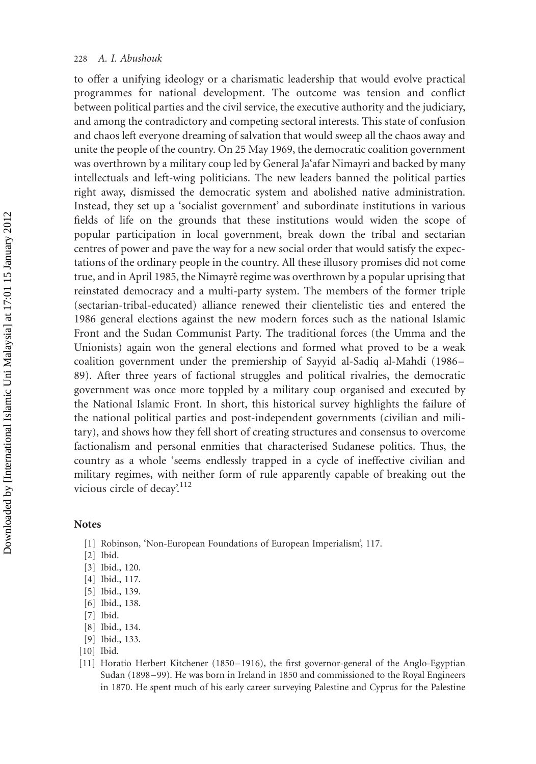to offer a unifying ideology or a charismatic leadership that would evolve practical programmes for national development. The outcome was tension and conflict between political parties and the civil service, the executive authority and the judiciary, and among the contradictory and competing sectoral interests. This state of confusion and chaos left everyone dreaming of salvation that would sweep all the chaos away and unite the people of the country. On 25 May 1969, the democratic coalition government was overthrown by a military coup led by General Ja'afar Nimayri and backed by many intellectuals and left-wing politicians. The new leaders banned the political parties right away, dismissed the democratic system and abolished native administration. Instead, they set up a 'socialist government' and subordinate institutions in various fields of life on the grounds that these institutions would widen the scope of popular participation in local government, break down the tribal and sectarian centres of power and pave the way for a new social order that would satisfy the expectations of the ordinary people in the country. All these illusory promises did not come true, and in April 1985, the Nimayrê regime was overthrown by a popular uprising that reinstated democracy and a multi-party system. The members of the former triple (sectarian-tribal-educated) alliance renewed their clientelistic ties and entered the 1986 general elections against the new modern forces such as the national Islamic Front and the Sudan Communist Party. The traditional forces (the Umma and the Unionists) again won the general elections and formed what proved to be a weak coalition government under the premiership of Sayyid al-Sadiq al-Mahdi (1986–89). After three years of factional struggles and political rivalries, the democratic government was once more toppled by a military coup organised and executed by the National Islamic Front. In short, this historical survey highlights the failure of the national political parties and post-independent governments (civilian and military), and shows how they fell short of creating structures and consensus to overcome factionalism and personal enmities that characterised Sudanese politics. Thus, the country as a whole 'seems endlessly trapped in a cycle of ineffective civilian and military regimes, with neither form of rule apparently capable of breaking out the vicious circle of decay'.[112]

## Notes

[1] Robinson, 'Non-European Foundations of European Imperialism', 117.
[2] Ibid.
[3] Ibid., 120.
[4] Ibid., 117.
[5] Ibid., 139.
[6] Ibid., 138.
[7] Ibid.
[8] Ibid., 134.
[9] Ibid., 133.
[10] Ibid.
[11] Horatio Herbert Kitchener (1850–1916), the first governor-general of the Anglo-Egyptian Sudan (1898–99). He was born in Ireland in 1850 and commissioned to the Royal Engineers in 1870. He spent much of his early career surveying Palestine and Cyprus for the Palestine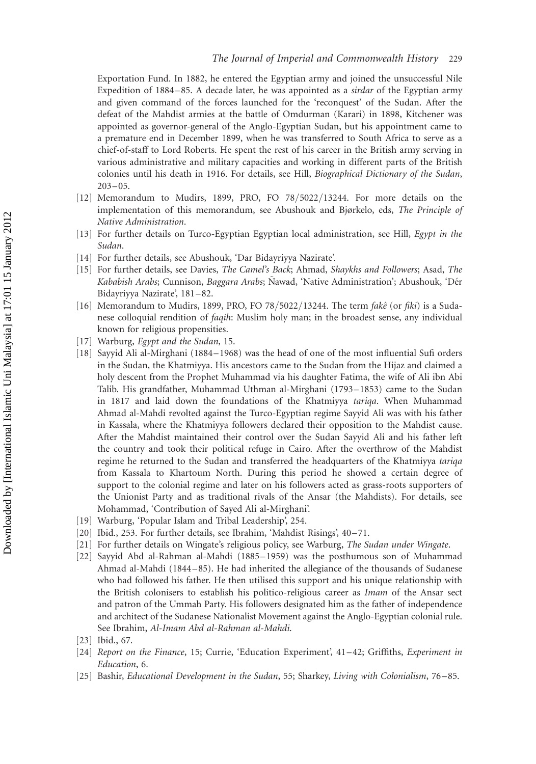Exportation Fund. In 1882, he entered the Egyptian army and joined the unsuccessful Nile Expedition of 1884–85. A decade later, he was appointed as a *sirdar* of the Egyptian army and given command of the forces launched for the 'reconquest' of the Sudan. After the defeat of the Mahdist armies at the battle of Omdurman (Karari) in 1898, Kitchener was appointed as governor-general of the Anglo-Egyptian Sudan, but his appointment came to a premature end in December 1899, when he was transferred to South Africa to serve as a chief-of-staff to Lord Roberts. He spent the rest of his career in the British army serving in various administrative and military capacities and working in different parts of the British colonies until his death in 1916. For details, see Hill, *Biographical Dictionary of the Sudan*, 203–05.

[12] Memorandum to Mudirs, 1899, PRO, FO 78/5022/13244. For more details on the implementation of this memorandum, see Abushouk and Bjørkelo, eds, *The Principle of Native Administration*.

[13] For further details on Turco-Egyptian Egyptian local administration, see Hill, *Egypt in the Sudan*.

[14] For further details, see Abushouk, 'Dar Bidayriyya Nazirate'.

[15] For further details, see Davies, *The Camel's Back*; Ahmad, *Shaykhs and Followers*; Asad, *The Kababish Arabs*; Cunnison, *Baggara Arabs*; Ñawad, 'Native Administration'; Abushouk, 'Dér Bidayriyya Nazirate', 181–82.

[16] Memorandum to Mudirs, 1899, PRO, FO 78/5022/13244. The term *fakê* (or *fiki*) is a Sudanese colloquial rendition of *faqih*: Muslim holy man; in the broadest sense, any individual known for religious propensities.

[17] Warburg, *Egypt and the Sudan*, 15.

[18] Sayyid Ali al-Mirghani (1884–1968) was the head of one of the most influential Sufi orders in the Sudan, the Khatmiyya. His ancestors came to the Sudan from the Hijaz and claimed a holy descent from the Prophet Muhammad via his daughter Fatima, the wife of Ali ibn Abi Talib. His grandfather, Muhammad Uthman al-Mirghani (1793–1853) came to the Sudan in 1817 and laid down the foundations of the Khatmiyya *tariqa*. When Muhammad Ahmad al-Mahdi revolted against the Turco-Egyptian regime Sayyid Ali was with his father in Kassala, where the Khatmiyya followers declared their opposition to the Mahdist cause. After the Mahdist maintained their control over the Sudan Sayyid Ali and his father left the country and took their political refuge in Cairo. After the overthrow of the Mahdist regime he returned to the Sudan and transferred the headquarters of the Khatmiyya *tariqa* from Kassala to Khartoum North. During this period he showed a certain degree of support to the colonial regime and later on his followers acted as grass-roots supporters of the Unionist Party and as traditional rivals of the Ansar (the Mahdists). For details, see Mohammad, 'Contribution of Sayed Ali al-Mirghani'.

[19] Warburg, 'Popular Islam and Tribal Leadership', 254.

[20] Ibid., 253. For further details, see Ibrahim, 'Mahdist Risings', 40–71.

[21] For further details on Wingate's religious policy, see Warburg, *The Sudan under Wingate*.

[22] Sayyid Abd al-Rahman al-Mahdi (1885–1959) was the posthumous son of Muhammad Ahmad al-Mahdi (1844–85). He had inherited the allegiance of the thousands of Sudanese who had followed his father. He then utilised this support and his unique relationship with the British colonisers to establish his politico-religious career as *Imam* of the Ansar sect and patron of the Ummah Party. His followers designated him as the father of independence and architect of the Sudanese Nationalist Movement against the Anglo-Egyptian colonial rule. See Ibrahim, *Al-Imam Abd al-Rahman al-Mahdi*.

[23] Ibid., 67.

[24] *Report on the Finance*, 15; Currie, 'Education Experiment', 41–42; Griffiths, *Experiment in Education*, 6.

[25] Bashir, *Educational Development in the Sudan*, 55; Sharkey, *Living with Colonialism*, 76–85.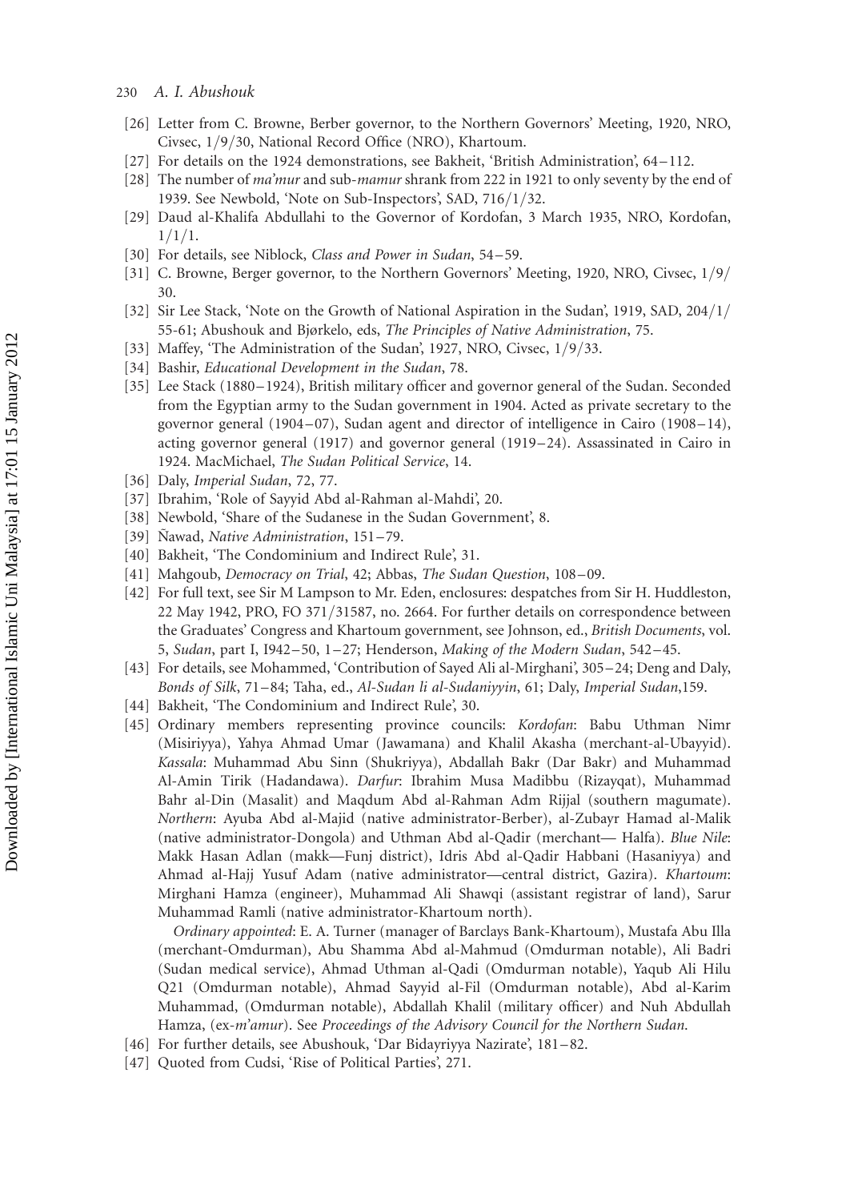[26] Letter from C. Browne, Berber governor, to the Northern Governors' Meeting, 1920, NRO, Civsec, 1/9/30, National Record Office (NRO), Khartoum.

[27] For details on the 1924 demonstrations, see Bakheit, 'British Administration', 64–112.

[28] The number of *ma'mur* and sub-*mamur* shrank from 222 in 1921 to only seventy by the end of 1939. See Newbold, 'Note on Sub-Inspectors', SAD, 716/1/32.

[29] Daud al-Khalifa Abdullahi to the Governor of Kordofan, 3 March 1935, NRO, Kordofan, 1/1/1.

[30] For details, see Niblock, *Class and Power in Sudan*, 54–59.

[31] C. Browne, Berger governor, to the Northern Governors' Meeting, 1920, NRO, Civsec, 1/9/30.

[32] Sir Lee Stack, 'Note on the Growth of National Aspiration in the Sudan', 1919, SAD, 204/1/55-61; Abushouk and Bjørkelo, eds, *The Principles of Native Administration*, 75.

[33] Maffey, 'The Administration of the Sudan', 1927, NRO, Civsec, 1/9/33.

[34] Bashir, *Educational Development in the Sudan*, 78.

[35] Lee Stack (1880–1924), British military officer and governor general of the Sudan. Seconded from the Egyptian army to the Sudan government in 1904. Acted as private secretary to the governor general (1904–07), Sudan agent and director of intelligence in Cairo (1908–14), acting governor general (1917) and governor general (1919–24). Assassinated in Cairo in 1924. MacMichael, *The Sudan Political Service*, 14.

[36] Daly, *Imperial Sudan*, 72, 77.

[37] Ibrahim, 'Role of Sayyid Abd al-Rahman al-Mahdi', 20.

[38] Newbold, 'Share of the Sudanese in the Sudan Government', 8.

[39] Ñawad, *Native Administration*, 151–79.

[40] Bakheit, 'The Condominium and Indirect Rule', 31.

[41] Mahgoub, *Democracy on Trial*, 42; Abbas, *The Sudan Question*, 108–09.

[42] For full text, see Sir M Lampson to Mr. Eden, enclosures: despatches from Sir H. Huddleston, 22 May 1942, PRO, FO 371/31587, no. 2664. For further details on correspondence between the Graduates' Congress and Khartoum government, see Johnson, ed., *British Documents*, vol. 5, *Sudan*, part I, I942–50, 1–27; Henderson, *Making of the Modern Sudan*, 542–45.

[43] For details, see Mohammed, 'Contribution of Sayed Ali al-Mirghani', 305–24; Deng and Daly, *Bonds of Silk*, 71–84; Taha, ed., *Al-Sudan li al-Sudaniyyin*, 61; Daly, *Imperial Sudan*,159.

[44] Bakheit, 'The Condominium and Indirect Rule', 30.

[45] Ordinary members representing province councils: *Kordofan*: Babu Uthman Nimr (Misiriyya), Yahya Ahmad Umar (Jawamana) and Khalil Akasha (merchant-al-Ubayyid). *Kassala*: Muhammad Abu Sinn (Shukriyya), Abdallah Bakr (Dar Bakr) and Muhammad Al-Amin Tirik (Hadandawa). *Darfur*: Ibrahim Musa Madibbu (Rizayqat), Muhammad Bahr al-Din (Masalit) and Maqdum Abd al-Rahman Adm Rijjal (southern magumate). *Northern*: Ayuba Abd al-Majid (native administrator-Berber), al-Zubayr Hamad al-Malik (native administrator-Dongola) and Uthman Abd al-Qadir (merchant— Halfa). *Blue Nile*: Makk Hasan Adlan (makk—Funj district), Idris Abd al-Qadir Habbani (Hasaniyya) and Ahmad al-Hajj Yusuf Adam (native administrator—central district, Gazira). *Khartoum*: Mirghani Hamza (engineer), Muhammad Ali Shawqi (assistant registrar of land), Sarur Muhammad Ramli (native administrator-Khartoum north).

*Ordinary appointed*: E. A. Turner (manager of Barclays Bank-Khartoum), Mustafa Abu Illa (merchant-Omdurman), Abu Shamma Abd al-Mahmud (Omdurman notable), Ali Badri (Sudan medical service), Ahmad Uthman al-Qadi (Omdurman notable), Yaqub Ali Hilu Q21 (Omdurman notable), Ahmad Sayyid al-Fil (Omdurman notable), Abd al-Karim Muhammad, (Omdurman notable), Abdallah Khalil (military officer) and Nuh Abdullah Hamza, (ex-*m'amur*). See *Proceedings of the Advisory Council for the Northern Sudan*.

[46] For further details, see Abushouk, 'Dar Bidayriyya Nazirate', 181–82.

[47] Quoted from Cudsi, 'Rise of Political Parties', 271.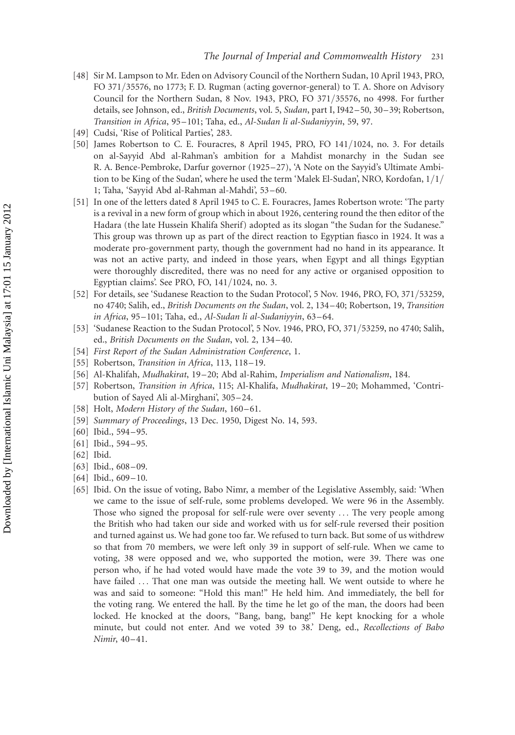[48] Sir M. Lampson to Mr. Eden on Advisory Council of the Northern Sudan, 10 April 1943, PRO, FO 371/35576, no 1773; F. D. Rugman (acting governor-general) to T. A. Shore on Advisory Council for the Northern Sudan, 8 Nov. 1943, PRO, FO 371/35576, no 4998. For further details, see Johnson, ed., *British Documents*, vol. 5, *Sudan*, part I, I942–50, 30–39; Robertson, *Transition in Africa*, 95–101; Taha, ed., *Al-Sudan li al-Sudaniyyin*, 59, 97.

[49] Cudsi, 'Rise of Political Parties', 283.

[50] James Robertson to C. E. Fouracres, 8 April 1945, PRO, FO 141/1024, no. 3. For details on al-Sayyid Abd al-Rahman's ambition for a Mahdist monarchy in the Sudan see R. A. Bence-Pembroke, Darfur governor (1925–27), 'A Note on the Sayyid's Ultimate Ambition to be King of the Sudan', where he used the term 'Malek El-Sudan', NRO, Kordofan, 1/1/1; Taha, 'Sayyid Abd al-Rahman al-Mahdi', 53–60.

[51] In one of the letters dated 8 April 1945 to C. E. Fouracres, James Robertson wrote: 'The party is a revival in a new form of group which in about 1926, centering round the then editor of the Hadara (the late Hussein Khalifa Sherif) adopted as its slogan "the Sudan for the Sudanese." This group was thrown up as part of the direct reaction to Egyptian fiasco in 1924. It was a moderate pro-government party, though the government had no hand in its appearance. It was not an active party, and indeed in those years, when Egypt and all things Egyptian were thoroughly discredited, there was no need for any active or organised opposition to Egyptian claims'. See PRO, FO, 141/1024, no. 3.

[52] For details, see 'Sudanese Reaction to the Sudan Protocol', 5 Nov. 1946, PRO, FO, 371/53259, no 4740; Salih, ed., *British Documents on the Sudan*, vol. 2, 134–40; Robertson, 19, *Transition in Africa*, 95–101; Taha, ed., *Al-Sudan li al-Sudaniyyin*, 63–64.

[53] 'Sudanese Reaction to the Sudan Protocol', 5 Nov. 1946, PRO, FO, 371/53259, no 4740; Salih, ed., *British Documents on the Sudan*, vol. 2, 134–40.

[54] *First Report of the Sudan Administration Conference*, 1.

[55] Robertson, *Transition in Africa*, 113, 118–19.

[56] Al-Khalifah, *Mudhakirat*, 19–20; Abd al-Rahim, *Imperialism and Nationalism*, 184.

[57] Robertson, *Transition in Africa*, 115; Al-Khalifa, *Mudhakirat*, 19–20; Mohammed, 'Contribution of Sayed Ali al-Mirghani', 305–24.

[58] Holt, *Modern History of the Sudan*, 160–61.

[59] *Summary of Proceedings*, 13 Dec. 1950, Digest No. 14, 593.

[60] Ibid., 594–95.

[61] Ibid., 594–95.

[62] Ibid.

[63] Ibid., 608–09.

[64] Ibid., 609–10.

[65] Ibid. On the issue of voting, Babo Nimr, a member of the Legislative Assembly, said: 'When we came to the issue of self-rule, some problems developed. We were 96 in the Assembly. Those who signed the proposal for self-rule were over seventy ... The very people among the British who had taken our side and worked with us for self-rule reversed their position and turned against us. We had gone too far. We refused to turn back. But some of us withdrew so that from 70 members, we were left only 39 in support of self-rule. When we came to voting, 38 were opposed and we, who supported the motion, were 39. There was one person who, if he had voted would have made the vote 39 to 39, and the motion would have failed ... That one man was outside the meeting hall. We went outside to where he was and said to someone: "Hold this man!" He held him. And immediately, the bell for the voting rang. We entered the hall. By the time he let go of the man, the doors had been locked. He knocked at the doors, "Bang, bang, bang!" He kept knocking for a whole minute, but could not enter. And we voted 39 to 38.' Deng, ed., *Recollections of Babo Nimir*, 40–41.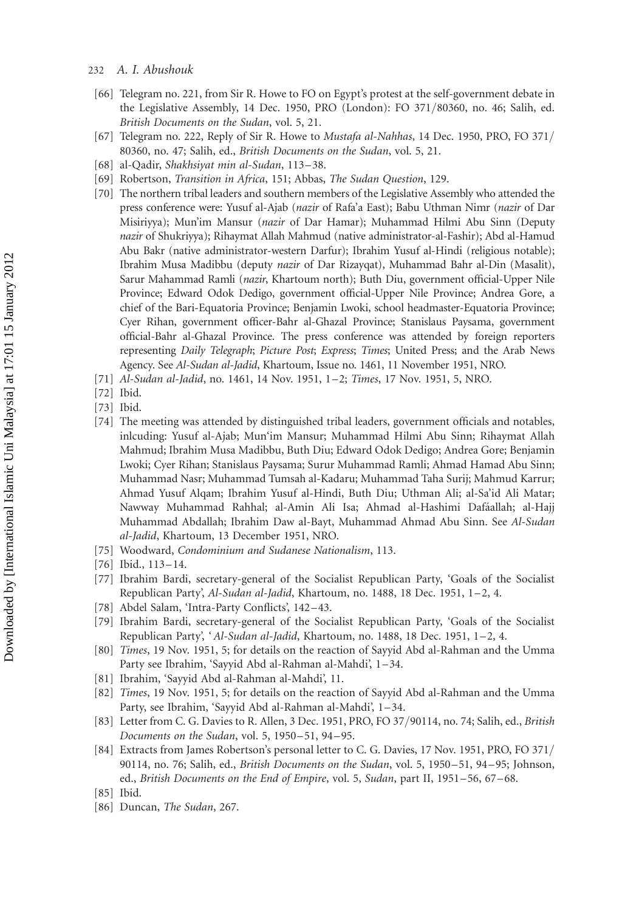[66] Telegram no. 221, from Sir R. Howe to FO on Egypt's protest at the self-government debate in the Legislative Assembly, 14 Dec. 1950, PRO (London): FO 371/80360, no. 46; Salih, ed. *British Documents on the Sudan*, vol. 5, 21.

[67] Telegram no. 222, Reply of Sir R. Howe to *Mustafa al-Nahhas*, 14 Dec. 1950, PRO, FO 371/80360, no. 47; Salih, ed., *British Documents on the Sudan*, vol. 5, 21.

[68] al-Qadir, *Shakhsiyat min al-Sudan*, 113–38.

[69] Robertson, *Transition in Africa*, 151; Abbas, *The Sudan Question*, 129.

[70] The northern tribal leaders and southern members of the Legislative Assembly who attended the press conference were: Yusuf al-Ajab (*nazir* of Rafa'a East); Babu Uthman Nimr (*nazir* of Dar Misiriyya); Mun'im Mansur (*nazir* of Dar Hamar); Muhammad Hilmi Abu Sinn (Deputy *nazir* of Shukriyya); Rihaymat Allah Mahmud (native administrator-al-Fashir); Abd al-Hamud Abu Bakr (native administrator-western Darfur); Ibrahim Yusuf al-Hindi (religious notable); Ibrahim Musa Madibbu (deputy *nazir* of Dar Rizayqat), Muhammad Bahr al-Din (Masalit), Sarur Mahammad Ramli (*nazir*, Khartoum north); Buth Diu, government official-Upper Nile Province; Edward Odok Dedigo, government official-Upper Nile Province; Andrea Gore, a chief of the Bari-Equatoria Province; Benjamin Lwoki, school headmaster-Equatoria Province; Cyer Rihan, government officer-Bahr al-Ghazal Province; Stanislaus Paysama, government official-Bahr al-Ghazal Province. The press conference was attended by foreign reporters representing *Daily Telegraph*; *Picture Post*; *Express*; *Times*; United Press; and the Arab News Agency. See *Al-Sudan al-Jadid*, Khartoum, Issue no. 1461, 11 November 1951, NRO.

[71] *Al-Sudan al-Jadid*, no. 1461, 14 Nov. 1951, 1–2; *Times*, 17 Nov. 1951, 5, NRO.

[72] Ibid.

[73] Ibid.

[74] The meeting was attended by distinguished tribal leaders, government officials and notables, inlcuding: Yusuf al-Ajab; Mun'im Mansur; Muhammad Hilmi Abu Sinn; Rihaymat Allah Mahmud; Ibrahim Musa Madibbu, Buth Diu; Edward Odok Dedigo; Andrea Gore; Benjamin Lwoki; Cyer Rihan; Stanislaus Paysama; Surur Muhammad Ramli; Ahmad Hamad Abu Sinn; Muhammad Nasr; Muhammad Tumsah al-Kadaru; Muhammad Taha Surij; Mahmud Karrur; Ahmad Yusuf Alqam; Ibrahim Yusuf al-Hindi, Buth Diu; Uthman Ali; al-Sa'id Ali Matar; Nawway Muhammad Rahhal; al-Amin Ali Isa; Ahmad al-Hashimi Dafáallah; al-Hajj Muhammad Abdallah; Ibrahim Daw al-Bayt, Muhammad Ahmad Abu Sinn. See *Al-Sudan al-Jadid*, Khartoum, 13 December 1951, NRO.

[75] Woodward, *Condominium and Sudanese Nationalism*, 113.

[76] Ibid., 113–14.

[77] Ibrahim Bardi, secretary-general of the Socialist Republican Party, 'Goals of the Socialist Republican Party', *Al-Sudan al-Jadid*, Khartoum, no. 1488, 18 Dec. 1951, 1–2, 4.

[78] Abdel Salam, 'Intra-Party Conflicts', 142–43.

[79] Ibrahim Bardi, secretary-general of the Socialist Republican Party, 'Goals of the Socialist Republican Party', '*Al-Sudan al-Jadid*, Khartoum, no. 1488, 18 Dec. 1951, 1–2, 4.

[80] *Times*, 19 Nov. 1951, 5; for details on the reaction of Sayyid Abd al-Rahman and the Umma Party see Ibrahim, 'Sayyid Abd al-Rahman al-Mahdi', 1–34.

[81] Ibrahim, 'Sayyid Abd al-Rahman al-Mahdi', 11.

[82] *Times*, 19 Nov. 1951, 5; for details on the reaction of Sayyid Abd al-Rahman and the Umma Party, see Ibrahim, 'Sayyid Abd al-Rahman al-Mahdi', 1–34.

[83] Letter from C. G. Davies to R. Allen, 3 Dec. 1951, PRO, FO 37/90114, no. 74; Salih, ed., *British Documents on the Sudan*, vol. 5, 1950–51, 94–95.

[84] Extracts from James Robertson's personal letter to C. G. Davies, 17 Nov. 1951, PRO, FO 371/90114, no. 76; Salih, ed., *British Documents on the Sudan*, vol. 5, 1950–51, 94–95; Johnson, ed., *British Documents on the End of Empire*, vol. 5, *Sudan*, part II, 1951–56, 67–68.

[85] Ibid.

[86] Duncan, *The Sudan*, 267.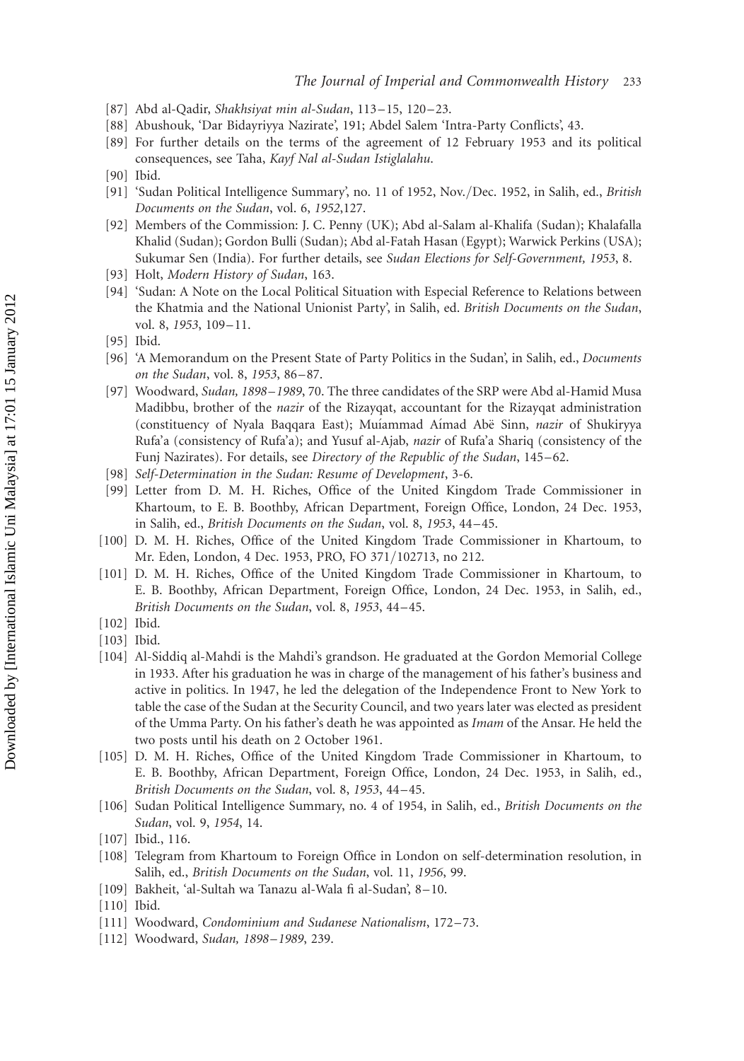[87] Abd al-Qadir, *Shakhsiyat min al-Sudan*, 113–15, 120–23.

[88] Abushouk, 'Dar Bidayriyya Nazirate', 191; Abdel Salem 'Intra-Party Conflicts', 43.

[89] For further details on the terms of the agreement of 12 February 1953 and its political consequences, see Taha, *Kayf Nal al-Sudan Istiglalahu*.

[90] Ibid.

[91] 'Sudan Political Intelligence Summary', no. 11 of 1952, Nov./Dec. 1952, in Salih, ed., *British Documents on the Sudan*, vol. 6, *1952*,127.

[92] Members of the Commission: J. C. Penny (UK); Abd al-Salam al-Khalifa (Sudan); Khalafalla Khalid (Sudan); Gordon Bulli (Sudan); Abd al-Fatah Hasan (Egypt); Warwick Perkins (USA); Sukumar Sen (India). For further details, see *Sudan Elections for Self-Government, 1953*, 8.

[93] Holt, *Modern History of Sudan*, 163.

[94] 'Sudan: A Note on the Local Political Situation with Especial Reference to Relations between the Khatmia and the National Unionist Party', in Salih, ed. *British Documents on the Sudan*, vol. 8, *1953*, 109–11.

[95] Ibid.

[96] 'A Memorandum on the Present State of Party Politics in the Sudan', in Salih, ed., *Documents on the Sudan*, vol. 8, *1953*, 86–87.

[97] Woodward, *Sudan, 1898–1989*, 70. The three candidates of the SRP were Abd al-Hamid Musa Madibbu, brother of the *nazir* of the Rizayqat, accountant for the Rizayqat administration (constituency of Nyala Baqqara East); Muíammad Aímad Abë Sinn, *nazir* of Shukiryya Rufa'a (consistency of Rufa'a); and Yusuf al-Ajab, *nazir* of Rufa'a Shariq (consistency of the Funj Nazirates). For details, see *Directory of the Republic of the Sudan*, 145–62.

[98] *Self-Determination in the Sudan: Resume of Development*, 3-6.

[99] Letter from D. M. H. Riches, Office of the United Kingdom Trade Commissioner in Khartoum, to E. B. Boothby, African Department, Foreign Office, London, 24 Dec. 1953, in Salih, ed., *British Documents on the Sudan*, vol. 8, *1953*, 44–45.

[100] D. M. H. Riches, Office of the United Kingdom Trade Commissioner in Khartoum, to Mr. Eden, London, 4 Dec. 1953, PRO, FO 371/102713, no 212.

[101] D. M. H. Riches, Office of the United Kingdom Trade Commissioner in Khartoum, to E. B. Boothby, African Department, Foreign Office, London, 24 Dec. 1953, in Salih, ed., *British Documents on the Sudan*, vol. 8, *1953*, 44–45.

[102] Ibid.

[103] Ibid.

[104] Al-Siddiq al-Mahdi is the Mahdi's grandson. He graduated at the Gordon Memorial College in 1933. After his graduation he was in charge of the management of his father's business and active in politics. In 1947, he led the delegation of the Independence Front to New York to table the case of the Sudan at the Security Council, and two years later was elected as president of the Umma Party. On his father's death he was appointed as *Imam* of the Ansar. He held the two posts until his death on 2 October 1961.

[105] D. M. H. Riches, Office of the United Kingdom Trade Commissioner in Khartoum, to E. B. Boothby, African Department, Foreign Office, London, 24 Dec. 1953, in Salih, ed., *British Documents on the Sudan*, vol. 8, *1953*, 44–45.

[106] Sudan Political Intelligence Summary, no. 4 of 1954, in Salih, ed., *British Documents on the Sudan*, vol. 9, *1954*, 14.

[107] Ibid., 116.

[108] Telegram from Khartoum to Foreign Office in London on self-determination resolution, in Salih, ed., *British Documents on the Sudan*, vol. 11, *1956*, 99.

[109] Bakheit, 'al-Sultah wa Tanazu al-Wala fi al-Sudan', 8–10.

[110] Ibid.

[111] Woodward, *Condominium and Sudanese Nationalism*, 172–73.

[112] Woodward, *Sudan, 1898–1989*, 239.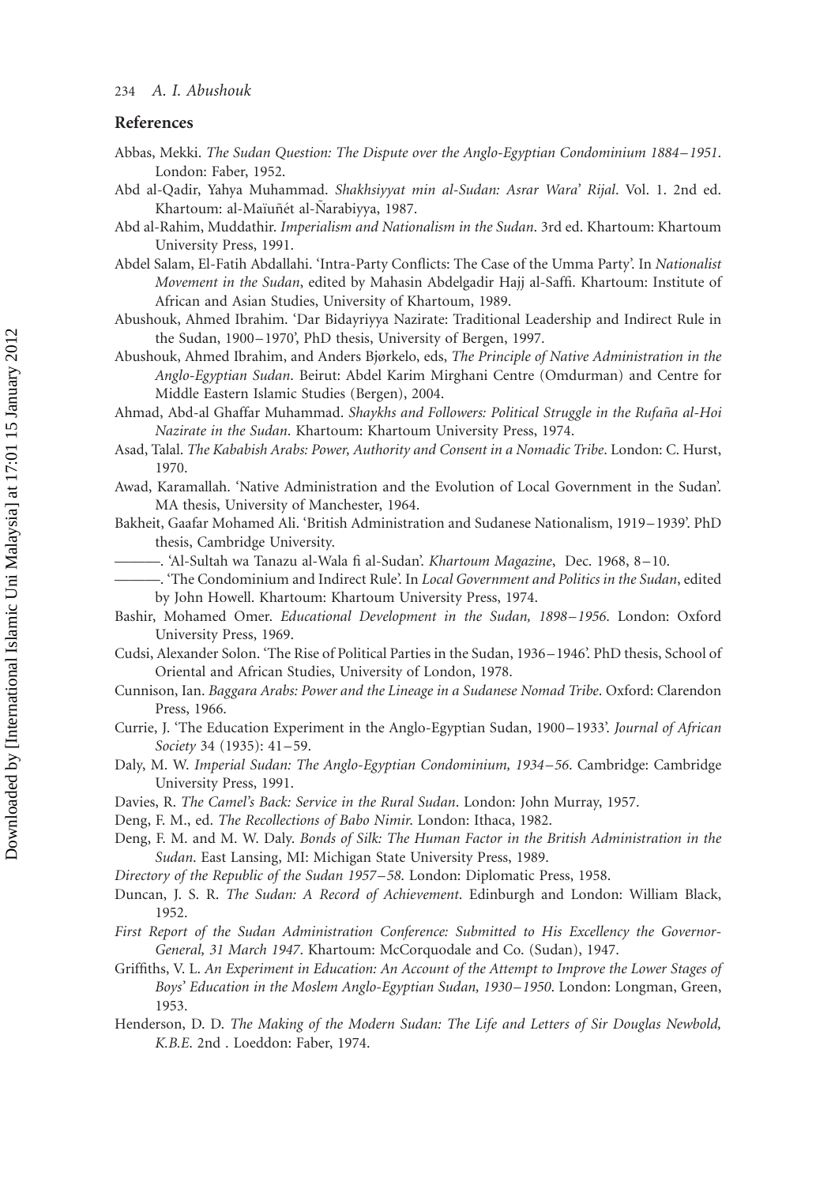## References

Abbas, Mekki. *The Sudan Question: The Dispute over the Anglo-Egyptian Condominium 1884–1951*. London: Faber, 1952.

Abd al-Qadir, Yahya Muhammad. *Shakhsiyyat min al-Sudan: Asrar Wara' Rijal*. Vol. 1. 2nd ed. Khartoum: al-Maïuñét al-Ñarabiyya, 1987.

Abd al-Rahim, Muddathir. *Imperialism and Nationalism in the Sudan*. 3rd ed. Khartoum: Khartoum University Press, 1991.

Abdel Salam, El-Fatih Abdallahi. 'Intra-Party Conflicts: The Case of the Umma Party'. In *Nationalist Movement in the Sudan*, edited by Mahasin Abdelgadir Hajj al-Saffi. Khartoum: Institute of African and Asian Studies, University of Khartoum, 1989.

Abushouk, Ahmed Ibrahim. 'Dar Bidayriyya Nazirate: Traditional Leadership and Indirect Rule in the Sudan, 1900–1970', PhD thesis, University of Bergen, 1997.

Abushouk, Ahmed Ibrahim, and Anders Bjørkelo, eds, *The Principle of Native Administration in the Anglo-Egyptian Sudan*. Beirut: Abdel Karim Mirghani Centre (Omdurman) and Centre for Middle Eastern Islamic Studies (Bergen), 2004.

Ahmad, Abd-al Ghaffar Muhammad. *Shaykhs and Followers: Political Struggle in the Rufaña al-Hoi Nazirate in the Sudan*. Khartoum: Khartoum University Press, 1974.

Asad, Talal. *The Kababish Arabs: Power, Authority and Consent in a Nomadic Tribe*. London: C. Hurst, 1970.

Awad, Karamallah. 'Native Administration and the Evolution of Local Government in the Sudan'. MA thesis, University of Manchester, 1964.

Bakheit, Gaafar Mohamed Ali. 'British Administration and Sudanese Nationalism, 1919–1939'. PhD thesis, Cambridge University.

———. 'Al-Sultah wa Tanazu al-Wala fi al-Sudan'. *Khartoum Magazine*, Dec. 1968, 8–10.

———. 'The Condominium and Indirect Rule'. In *Local Government and Politics in the Sudan*, edited by John Howell. Khartoum: Khartoum University Press, 1974.

Bashir, Mohamed Omer. *Educational Development in the Sudan, 1898–1956*. London: Oxford University Press, 1969.

Cudsi, Alexander Solon. 'The Rise of Political Parties in the Sudan, 1936–1946'. PhD thesis, School of Oriental and African Studies, University of London, 1978.

Cunnison, Ian. *Baggara Arabs: Power and the Lineage in a Sudanese Nomad Tribe*. Oxford: Clarendon Press, 1966.

Currie, J. 'The Education Experiment in the Anglo-Egyptian Sudan, 1900–1933'. *Journal of African Society* 34 (1935): 41–59.

Daly, M. W. *Imperial Sudan: The Anglo-Egyptian Condominium, 1934–56*. Cambridge: Cambridge University Press, 1991.

Davies, R. *The Camel's Back: Service in the Rural Sudan*. London: John Murray, 1957.

Deng, F. M., ed. *The Recollections of Babo Nimir*. London: Ithaca, 1982.

Deng, F. M. and M. W. Daly. *Bonds of Silk: The Human Factor in the British Administration in the Sudan*. East Lansing, MI: Michigan State University Press, 1989.

*Directory of the Republic of the Sudan 1957–58*. London: Diplomatic Press, 1958.

Duncan, J. S. R. *The Sudan: A Record of Achievement*. Edinburgh and London: William Black, 1952.

*First Report of the Sudan Administration Conference: Submitted to His Excellency the Governor-General, 31 March 1947*. Khartoum: McCorquodale and Co. (Sudan), 1947.

Griffiths, V. L. *An Experiment in Education: An Account of the Attempt to Improve the Lower Stages of Boys' Education in the Moslem Anglo-Egyptian Sudan, 1930–1950*. London: Longman, Green, 1953.

Henderson, D. D. *The Making of the Modern Sudan: The Life and Letters of Sir Douglas Newbold, K.B.E.* 2nd . Loeddon: Faber, 1974.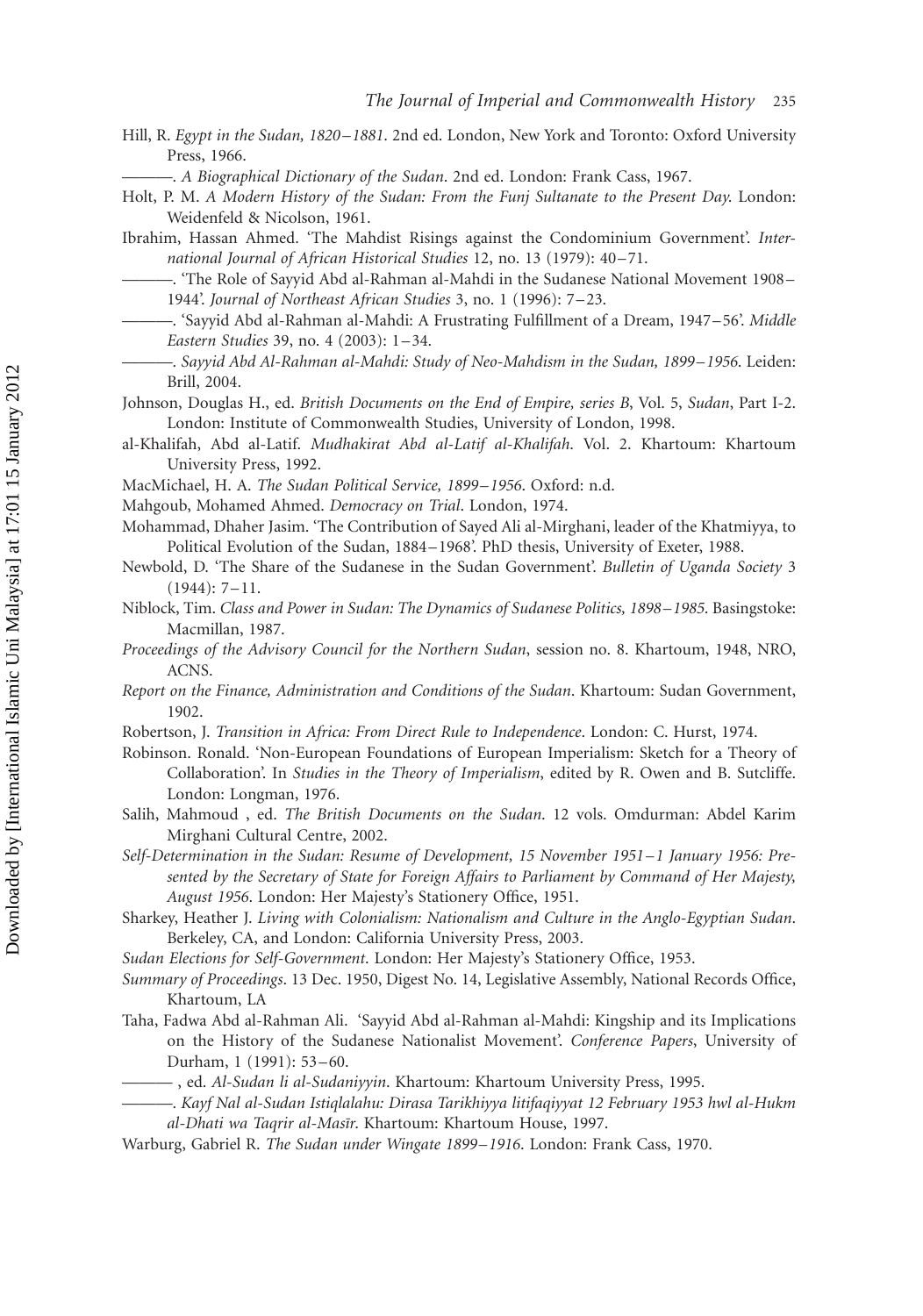Hill, R. *Egypt in the Sudan, 1820–1881*. 2nd ed. London, New York and Toronto: Oxford University Press, 1966.

———. *A Biographical Dictionary of the Sudan*. 2nd ed. London: Frank Cass, 1967.

Holt, P. M. *A Modern History of the Sudan: From the Funj Sultanate to the Present Day*. London: Weidenfeld & Nicolson, 1961.

Ibrahim, Hassan Ahmed. 'The Mahdist Risings against the Condominium Government'. *International Journal of African Historical Studies* 12, no. 13 (1979): 40–71.

———. 'The Role of Sayyid Abd al-Rahman al-Mahdi in the Sudanese National Movement 1908–1944'. *Journal of Northeast African Studies* 3, no. 1 (1996): 7–23.

———. 'Sayyid Abd al-Rahman al-Mahdi: A Frustrating Fulfillment of a Dream, 1947–56'. *Middle Eastern Studies* 39, no. 4 (2003): 1–34.

———. *Sayyid Abd Al-Rahman al-Mahdi: Study of Neo-Mahdism in the Sudan, 1899–1956*. Leiden: Brill, 2004.

Johnson, Douglas H., ed. *British Documents on the End of Empire, series B*, Vol. 5, *Sudan*, Part I-2. London: Institute of Commonwealth Studies, University of London, 1998.

al-Khalifah, Abd al-Latif. *Mudhakirat Abd al-Latif al-Khalifah*. Vol. 2. Khartoum: Khartoum University Press, 1992.

MacMichael, H. A. *The Sudan Political Service, 1899–1956*. Oxford: n.d.

Mahgoub, Mohamed Ahmed. *Democracy on Trial*. London, 1974.

Mohammad, Dhaher Jasim. 'The Contribution of Sayed Ali al-Mirghani, leader of the Khatmiyya, to Political Evolution of the Sudan, 1884–1968'. PhD thesis, University of Exeter, 1988.

Newbold, D. 'The Share of the Sudanese in the Sudan Government'. *Bulletin of Uganda Society* 3 (1944): 7–11.

Niblock, Tim. *Class and Power in Sudan: The Dynamics of Sudanese Politics, 1898–1985*. Basingstoke: Macmillan, 1987.

*Proceedings of the Advisory Council for the Northern Sudan*, session no. 8. Khartoum, 1948, NRO, ACNS.

*Report on the Finance, Administration and Conditions of the Sudan*. Khartoum: Sudan Government, 1902.

Robertson, J. *Transition in Africa: From Direct Rule to Independence*. London: C. Hurst, 1974.

Robinson. Ronald. 'Non-European Foundations of European Imperialism: Sketch for a Theory of Collaboration'. In *Studies in the Theory of Imperialism*, edited by R. Owen and B. Sutcliffe. London: Longman, 1976.

Salih, Mahmoud , ed. *The British Documents on the Sudan*. 12 vols. Omdurman: Abdel Karim Mirghani Cultural Centre, 2002.

*Self-Determination in the Sudan: Resume of Development, 15 November 1951–1 January 1956: Presented by the Secretary of State for Foreign Affairs to Parliament by Command of Her Majesty, August 1956*. London: Her Majesty's Stationery Office, 1951.

Sharkey, Heather J. *Living with Colonialism: Nationalism and Culture in the Anglo-Egyptian Sudan*. Berkeley, CA, and London: California University Press, 2003.

*Sudan Elections for Self-Government*. London: Her Majesty's Stationery Office, 1953.

*Summary of Proceedings*. 13 Dec. 1950, Digest No. 14, Legislative Assembly, National Records Office, Khartoum, LA

Taha, Fadwa Abd al-Rahman Ali. 'Sayyid Abd al-Rahman al-Mahdi: Kingship and its Implications on the History of the Sudanese Nationalist Movement'. *Conference Papers*, University of Durham, 1 (1991): 53–60.

——— , ed. *Al-Sudan li al-Sudaniyyin*. Khartoum: Khartoum University Press, 1995.

———. *Kayf Nal al-Sudan Istiqlalahu: Dirasa Tarikhiyya litifaqiyyat 12 February 1953 hwl al-Hukm al-Dhati wa Taqrir al-Masīr*. Khartoum: Khartoum House, 1997.

Warburg, Gabriel R. *The Sudan under Wingate 1899–1916*. London: Frank Cass, 1970.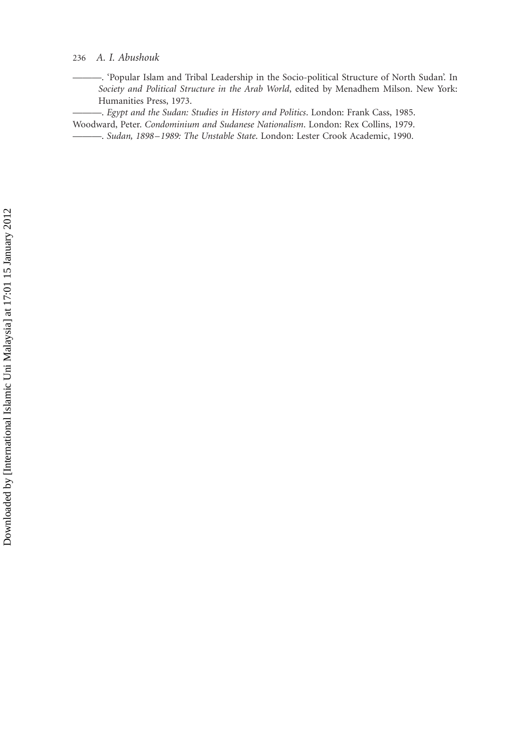———. 'Popular Islam and Tribal Leadership in the Socio-political Structure of North Sudan'. In *Society and Political Structure in the Arab World*, edited by Menadhem Milson. New York: Humanities Press, 1973.

———. *Egypt and the Sudan: Studies in History and Politics*. London: Frank Cass, 1985.

Woodward, Peter. *Condominium and Sudanese Nationalism*. London: Rex Collins, 1979.

———. *Sudan, 1898–1989: The Unstable State*. London: Lester Crook Academic, 1990.